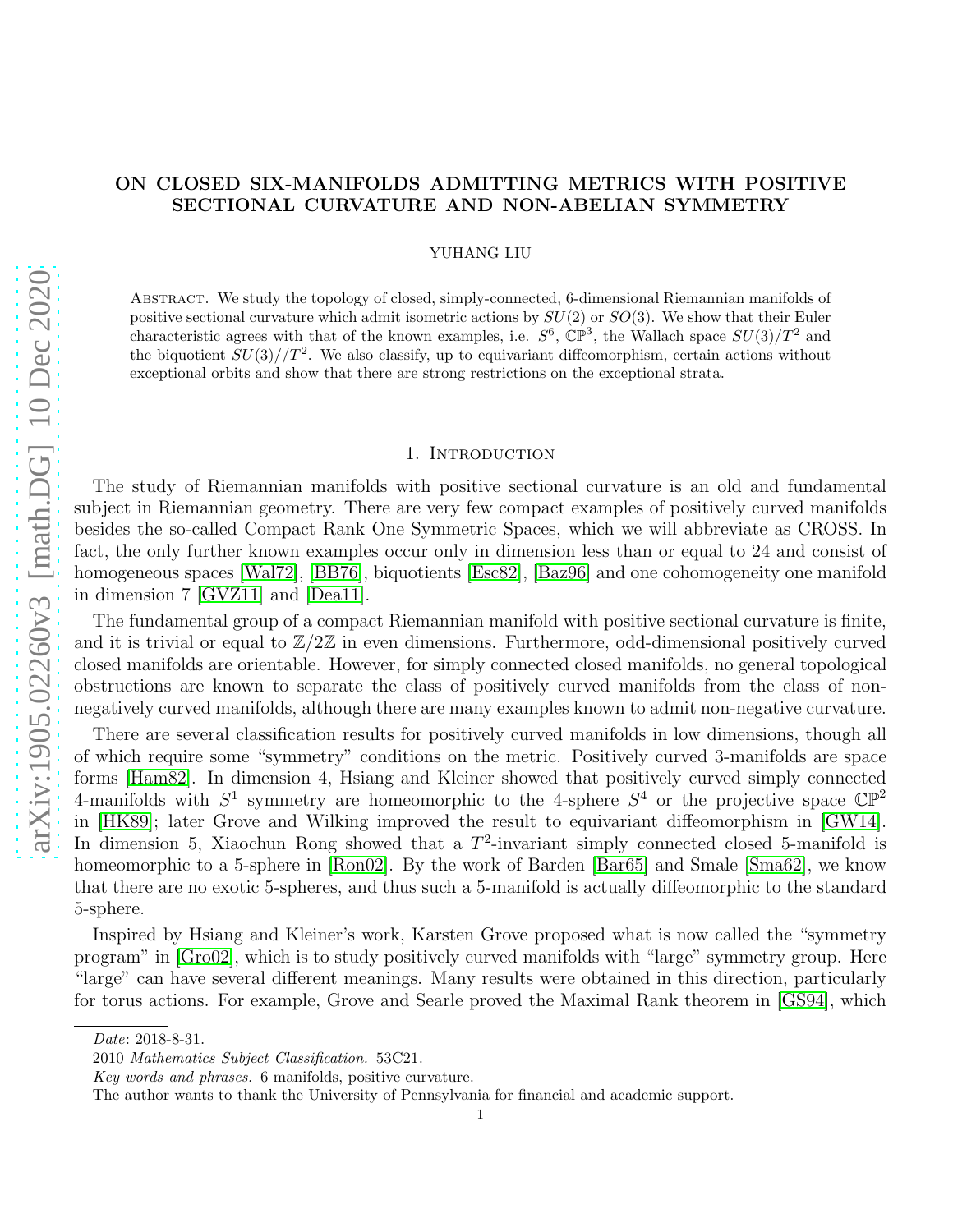# ON CLOSED SIX-MANIFOLDS ADMITTING METRICS WITH POSITIVE SECTIONAL CURVATURE AND NON-ABELIAN SYMMETRY

YUHANG LIU

Abstract. We study the topology of closed, simply-connected, 6-dimensional Riemannian manifolds of positive sectional curvature which admit isometric actions by $SU(2)$ or $SO(3)$. We show that their Euler characteristic agrees with that of the known examples, i.e. $S^6$, $\mathbb{CP}^3$, the Wallach space $SU(3)/T^2$ and the biquotient $SU(3)//T^2$. We also classify, up to equivariant diffeomorphism, certain actions without exceptional orbits and show that there are strong restrictions on the exceptional strata.

## 1. Introduction

The study of Riemannian manifolds with positive sectional curvature is an old and fundamental subject in Riemannian geometry. There are very few compact examples of positively curved manifolds besides the so-called Compact Rank One Symmetric Spaces, which we will abbreviate as CROSS. In fact, the only further known examples occur only in dimension less than or equal to 24 and consist of homogeneous spaces [Wal72], [BB76], biquotients [Esc82], [Baz96] and one cohomogeneity one manifold in dimension 7 [GVZ11] and [Dea11].

The fundamental group of a compact Riemannian manifold with positive sectional curvature is finite, and it is trivial or equal to $\mathbb{Z}/2\mathbb{Z}$ in even dimensions. Furthermore, odd-dimensional positively curved closed manifolds are orientable. However, for simply connected closed manifolds, no general topological obstructions are known to separate the class of positively curved manifolds from the class of non-negatively curved manifolds, although there are many examples known to admit non-negative curvature.

There are several classification results for positively curved manifolds in low dimensions, though all of which require some "symmetry" conditions on the metric. Positively curved 3-manifolds are space forms [Ham82]. In dimension 4, Hsiang and Kleiner showed that positively curved simply connected 4-manifolds with $S^1$ symmetry are homeomorphic to the 4-sphere $S^4$ or the projective space $\mathbb{CP}^2$ in [HK89]; later Grove and Wilking improved the result to equivariant diffeomorphism in [GW14]. In dimension 5, Xiaochun Rong showed that a $T^2$-invariant simply connected closed 5-manifold is homeomorphic to a 5-sphere in [Ron02]. By the work of Barden [Bar65] and Smale [Sma62], we know that there are no exotic 5-spheres, and thus such a 5-manifold is actually diffeomorphic to the standard 5-sphere.

Inspired by Hsiang and Kleiner's work, Karsten Grove proposed what is now called the "symmetry program" in [Gro02], which is to study positively curved manifolds with "large" symmetry group. Here "large" can have several different meanings. Many results were obtained in this direction, particularly for torus actions. For example, Grove and Searle proved the Maximal Rank theorem in [GS94], which

---

*Date*: 2018-8-31.

2010 *Mathematics Subject Classification.* 53C21.

*Key words and phrases.* 6 manifolds, positive curvature.

The author wants to thank the University of Pennsylvania for financial and academic support.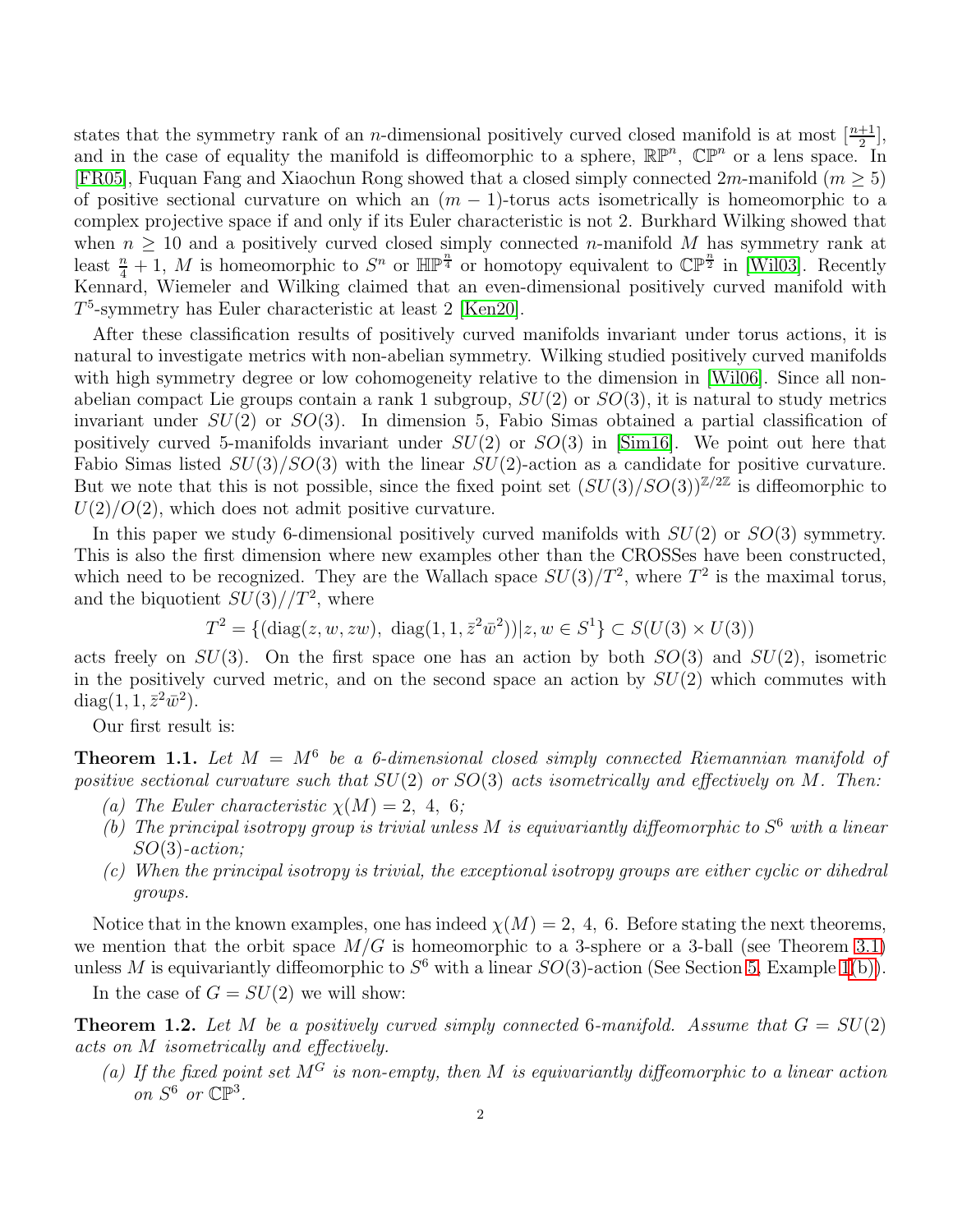states that the symmetry rank of an $n$-dimensional positively curved closed manifold is at most $[\frac{n+1}{2}]$, and in the case of equality the manifold is diffeomorphic to a sphere, $\mathbb{RP}^n$, $\mathbb{CP}^n$ or a lens space. In [FR05], Fuquan Fang and Xiaochun Rong showed that a closed simply connected $2m$-manifold ($m \geq 5$) of positive sectional curvature on which an $(m-1)$-torus acts isometrically is homeomorphic to a complex projective space if and only if its Euler characteristic is not 2. Burkhard Wilking showed that when $n \geq 10$ and a positively curved closed simply connected $n$-manifold $M$ has symmetry rank at least $\frac{n}{4}+1$, $M$ is homeomorphic to $S^n$ or $\mathbb{HP}^{\frac{n}{4}}$ or homotopy equivalent to $\mathbb{CP}^{\frac{n}{2}}$ in [Wil03]. Recently Kennard, Wiemeler and Wilking claimed that an even-dimensional positively curved manifold with $T^5$-symmetry has Euler characteristic at least 2 [Ken20].

After these classification results of positively curved manifolds invariant under torus actions, it is natural to investigate metrics with non-abelian symmetry. Wilking studied positively curved manifolds with high symmetry degree or low cohomogeneity relative to the dimension in [Wil06]. Since all non-abelian compact Lie groups contain a rank 1 subgroup, $SU(2)$ or $SO(3)$, it is natural to study metrics invariant under $SU(2)$ or $SO(3)$. In dimension 5, Fabio Simas obtained a partial classification of positively curved 5-manifolds invariant under $SU(2)$ or $SO(3)$ in [Sim16]. We point out here that Fabio Simas listed $SU(3)/SO(3)$ with the linear $SU(2)$-action as a candidate for positive curvature. But we note that this is not possible, since the fixed point set $(SU(3)/SO(3))^{\mathbb{Z}/2\mathbb{Z}}$ is diffeomorphic to $U(2)/O(2)$, which does not admit positive curvature.

In this paper we study 6-dimensional positively curved manifolds with $SU(2)$ or $SO(3)$ symmetry. This is also the first dimension where new examples other than the CROSSes have been constructed, which need to be recognized. They are the Wallach space $SU(3)/T^2$, where $T^2$ is the maximal torus, and the biquotient $SU(3)//T^2$, where

$$T^2 = \{(\mathrm{diag}(z, w, zw),\ \mathrm{diag}(1, 1, \bar{z}^2\bar{w}^2)) | z, w \in S^1\} \subset S(U(3) \times U(3))$$

acts freely on $SU(3)$. On the first space one has an action by both $SO(3)$ and $SU(2)$, isometric in the positively curved metric, and on the second space an action by $SU(2)$ which commutes with $\mathrm{diag}(1, 1, \bar{z}^2\bar{w}^2)$.

Our first result is:

**Theorem 1.1.** *Let $M = M^6$ be a 6-dimensional closed simply connected Riemannian manifold of positive sectional curvature such that $SU(2)$ or $SO(3)$ acts isometrically and effectively on $M$. Then:*

*(a) The Euler characteristic $\chi(M) = 2,\ 4,\ 6$;*

*(b) The principal isotropy group is trivial unless $M$ is equivariantly diffeomorphic to $S^6$ with a linear $SO(3)$-action;*

*(c) When the principal isotropy is trivial, the exceptional isotropy groups are either cyclic or dihedral groups.*

Notice that in the known examples, one has indeed $\chi(M) = 2,\ 4,\ 6$. Before stating the next theorems, we mention that the orbit space $M/G$ is homeomorphic to a 3-sphere or a 3-ball (see Theorem 3.1) unless $M$ is equivariantly diffeomorphic to $S^6$ with a linear $SO(3)$-action (See Section 5, Example 1(b)).

In the case of $G = SU(2)$ we will show:

**Theorem 1.2.** *Let $M$ be a positively curved simply connected 6-manifold. Assume that $G = SU(2)$ acts on $M$ isometrically and effectively.*

*(a) If the fixed point set $M^G$ is non-empty, then $M$ is equivariantly diffeomorphic to a linear action on $S^6$ or $\mathbb{CP}^3$.*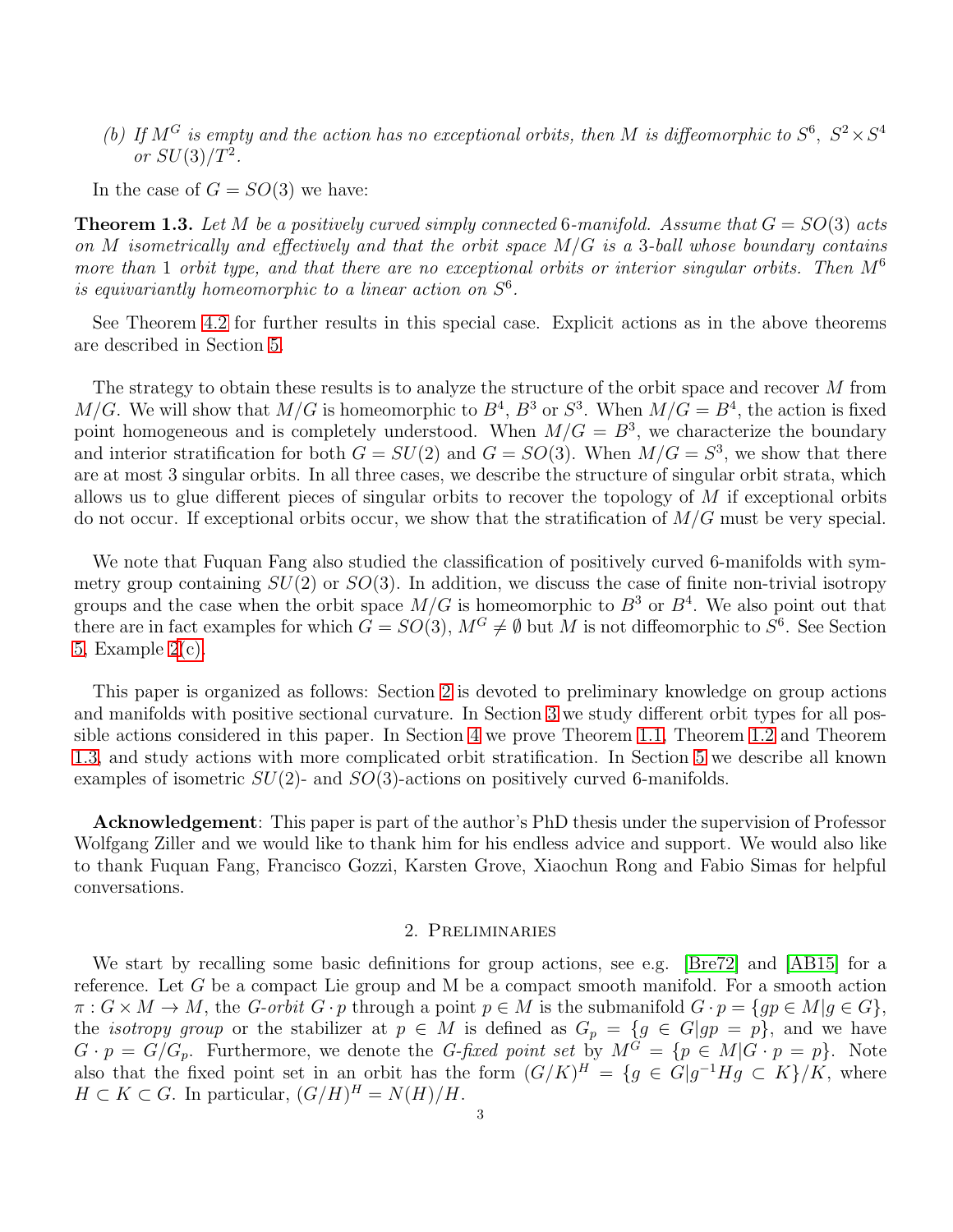*(b) If $M^G$ is empty and the action has no exceptional orbits, then $M$ is diffeomorphic to $S^6$, $S^2 \times S^4$ or $SU(3)/T^2$.*

In the case of $G = SO(3)$ we have:

**Theorem 1.3.** *Let $M$ be a positively curved simply connected 6-manifold. Assume that $G = SO(3)$ acts on $M$ isometrically and effectively and that the orbit space $M/G$ is a 3-ball whose boundary contains more than 1 orbit type, and that there are no exceptional orbits or interior singular orbits. Then $M^6$ is equivariantly homeomorphic to a linear action on $S^6$.*

See Theorem 4.2 for further results in this special case. Explicit actions as in the above theorems are described in Section 5.

The strategy to obtain these results is to analyze the structure of the orbit space and recover $M$ from $M/G$. We will show that $M/G$ is homeomorphic to $B^4$, $B^3$ or $S^3$. When $M/G = B^4$, the action is fixed point homogeneous and is completely understood. When $M/G = B^3$, we characterize the boundary and interior stratification for both $G = SU(2)$ and $G = SO(3)$. When $M/G = S^3$, we show that there are at most 3 singular orbits. In all three cases, we describe the structure of singular orbit strata, which allows us to glue different pieces of singular orbits to recover the topology of $M$ if exceptional orbits do not occur. If exceptional orbits occur, we show that the stratification of $M/G$ must be very special.

We note that Fuquan Fang also studied the classification of positively curved 6-manifolds with symmetry group containing $SU(2)$ or $SO(3)$. In addition, we discuss the case of finite non-trivial isotropy groups and the case when the orbit space $M/G$ is homeomorphic to $B^3$ or $B^4$. We also point out that there are in fact examples for which $G = SO(3)$, $M^G \neq \emptyset$ but $M$ is not diffeomorphic to $S^6$. See Section 5, Example 2(c).

This paper is organized as follows: Section 2 is devoted to preliminary knowledge on group actions and manifolds with positive sectional curvature. In Section 3 we study different orbit types for all possible actions considered in this paper. In Section 4 we prove Theorem 1.1, Theorem 1.2 and Theorem 1.3, and study actions with more complicated orbit stratification. In Section 5 we describe all known examples of isometric $SU(2)$- and $SO(3)$-actions on positively curved 6-manifolds.

**Acknowledgement**: This paper is part of the author's PhD thesis under the supervision of Professor Wolfgang Ziller and we would like to thank him for his endless advice and support. We would also like to thank Fuquan Fang, Francisco Gozzi, Karsten Grove, Xiaochun Rong and Fabio Simas for helpful conversations.

## 2. Preliminaries

We start by recalling some basic definitions for group actions, see e.g. [Bre72] and [AB15] for a reference. Let $G$ be a compact Lie group and M be a compact smooth manifold. For a smooth action $\pi : G \times M \to M$, the *G-orbit* $G \cdot p$ through a point $p \in M$ is the submanifold $G \cdot p = \{gp \in M | g \in G\}$, the *isotropy group* or the stabilizer at $p \in M$ is defined as $G_p = \{g \in G | gp = p\}$, and we have $G \cdot p = G/G_p$. Furthermore, we denote the *G-fixed point set* by $M^G = \{p \in M | G \cdot p = p\}$. Note also that the fixed point set in an orbit has the form $(G/K)^H = \{g \in G | g^{-1}Hg \subset K\}/K$, where $H \subset K \subset G$. In particular, $(G/H)^H = N(H)/H$.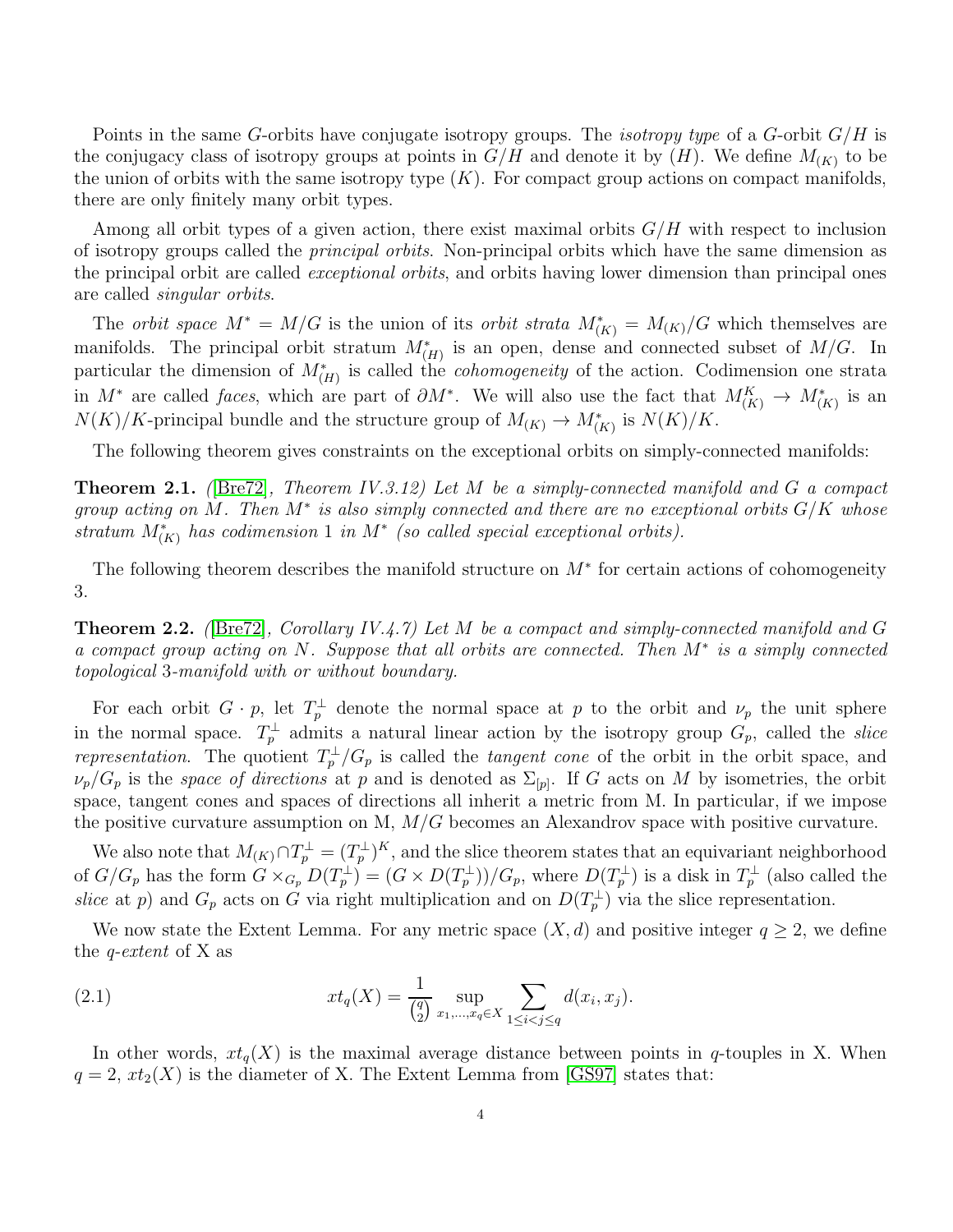Points in the same $G$-orbits have conjugate isotropy groups. The *isotropy type* of a $G$-orbit $G/H$ is the conjugacy class of isotropy groups at points in $G/H$ and denote it by $(H)$. We define $M_{(K)}$ to be the union of orbits with the same isotropy type $(K)$. For compact group actions on compact manifolds, there are only finitely many orbit types.

Among all orbit types of a given action, there exist maximal orbits $G/H$ with respect to inclusion of isotropy groups called the *principal orbits*. Non-principal orbits which have the same dimension as the principal orbit are called *exceptional orbits*, and orbits having lower dimension than principal ones are called *singular orbits*.

The *orbit space* $M^* = M/G$ is the union of its *orbit strata* $M^*_{(K)} = M_{(K)}/G$ which themselves are manifolds. The principal orbit stratum $M^*_{(H)}$ is an open, dense and connected subset of $M/G$. In particular the dimension of $M^*_{(H)}$ is called the *cohomogeneity* of the action. Codimension one strata in $M^*$ are called *faces*, which are part of $\partial M^*$. We will also use the fact that $M^K_{(K)} \to M^*_{(K)}$ is an $N(K)/K$-principal bundle and the structure group of $M_{(K)} \to M^*_{(K)}$ is $N(K)/K$.

The following theorem gives constraints on the exceptional orbits on simply-connected manifolds:

**Theorem 2.1.** *([Bre72], Theorem IV.3.12) Let $M$ be a simply-connected manifold and $G$ a compact group acting on $M$. Then $M^*$ is also simply connected and there are no exceptional orbits $G/K$ whose stratum $M^*_{(K)}$ has codimension 1 in $M^*$ (so called special exceptional orbits).*

The following theorem describes the manifold structure on $M^*$ for certain actions of cohomogeneity 3.

**Theorem 2.2.** *([Bre72], Corollary IV.4.7) Let $M$ be a compact and simply-connected manifold and $G$ a compact group acting on $N$. Suppose that all orbits are connected. Then $M^*$ is a simply connected topological 3-manifold with or without boundary.*

For each orbit $G \cdot p$, let $T^\perp_p$ denote the normal space at $p$ to the orbit and $\nu_p$ the unit sphere in the normal space. $T^\perp_p$ admits a natural linear action by the isotropy group $G_p$, called the *slice representation*. The quotient $T^\perp_p/G_p$ is called the *tangent cone* of the orbit in the orbit space, and $\nu_p/G_p$ is the *space of directions* at $p$ and is denoted as $\Sigma_{[p]}$. If $G$ acts on $M$ by isometries, the orbit space, tangent cones and spaces of directions all inherit a metric from M. In particular, if we impose the positive curvature assumption on M, $M/G$ becomes an Alexandrov space with positive curvature.

We also note that $M_{(K)} \cap T^\perp_p = (T^\perp_p)^K$, and the slice theorem states that an equivariant neighborhood of $G/G_p$ has the form $G \times_{G_p} D(T^\perp_p) = (G \times D(T^\perp_p))/G_p$, where $D(T^\perp_p)$ is a disk in $T^\perp_p$ (also called the *slice* at $p$) and $G_p$ acts on $G$ via right multiplication and on $D(T^\perp_p)$ via the slice representation.

We now state the Extent Lemma. For any metric space $(X, d)$ and positive integer $q \geq 2$, we define the *$q$-extent* of X as

$$xt_q(X) = \frac{1}{\binom{q}{2}} \sup_{x_1,\ldots,x_q \in X} \sum_{1 \leq i < j \leq q} d(x_i, x_j). \tag{2.1}$$

In other words, $xt_q(X)$ is the maximal average distance between points in $q$-touples in X. When $q = 2$, $xt_2(X)$ is the diameter of X. The Extent Lemma from [GS97] states that: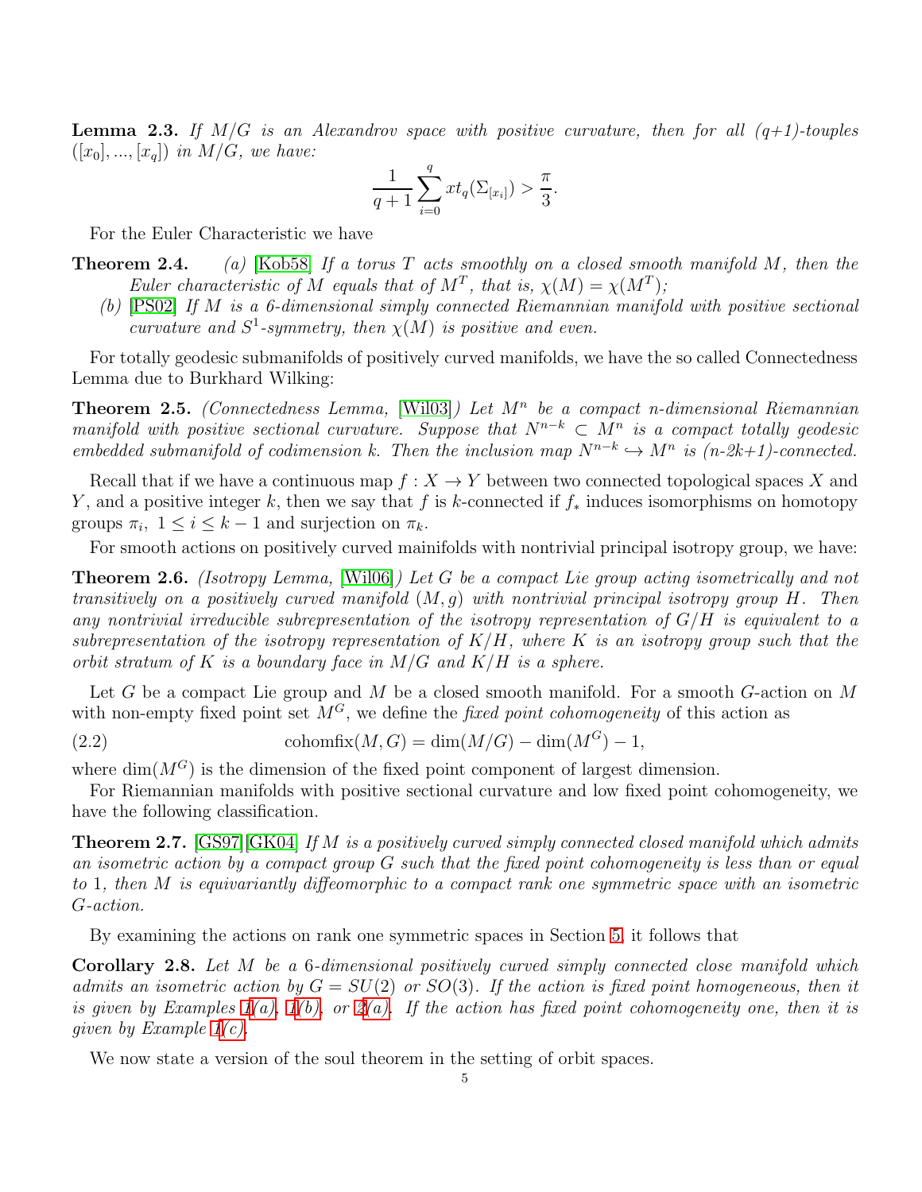**Lemma 2.3.** *If $M/G$ is an Alexandrov space with positive curvature, then for all (q+1)-touples $([x_0], ..., [x_q])$ in $M/G$, we have:*

$$\frac{1}{q+1}\sum_{i=0}^{q} xt_q(\Sigma_{[x_i]}) > \frac{\pi}{3}.$$

For the Euler Characteristic we have

**Theorem 2.4.** *(a)* [Kob58] *If a torus $T$ acts smoothly on a closed smooth manifold $M$, then the Euler characteristic of $M$ equals that of $M^T$, that is, $\chi(M) = \chi(M^T)$;*

*(b)* [PS02] *If $M$ is a 6-dimensional simply connected Riemannian manifold with positive sectional curvature and $S^1$-symmetry, then $\chi(M)$ is positive and even.*

For totally geodesic submanifolds of positively curved manifolds, we have the so called Connectedness Lemma due to Burkhard Wilking:

**Theorem 2.5.** *(Connectedness Lemma,* [Wil03]*) Let $M^n$ be a compact n-dimensional Riemannian manifold with positive sectional curvature. Suppose that $N^{n-k} \subset M^n$ is a compact totally geodesic embedded submanifold of codimension k. Then the inclusion map $N^{n-k} \hookrightarrow M^n$ is (n-2k+1)-connected.*

Recall that if we have a continuous map $f : X \to Y$ between two connected topological spaces $X$ and $Y$, and a positive integer $k$, then we say that $f$ is $k$-connected if $f_*$ induces isomorphisms on homotopy groups $\pi_i$, $1 \le i \le k-1$ and surjection on $\pi_k$.

For smooth actions on positively curved mainifolds with nontrivial principal isotropy group, we have:

**Theorem 2.6.** *(Isotropy Lemma,* [Wil06]*) Let $G$ be a compact Lie group acting isometrically and not transitively on a positively curved manifold $(M, g)$ with nontrivial principal isotropy group $H$. Then any nontrivial irreducible subrepresentation of the isotropy representation of $G/H$ is equivalent to a subrepresentation of the isotropy representation of $K/H$, where $K$ is an isotropy group such that the orbit stratum of $K$ is a boundary face in $M/G$ and $K/H$ is a sphere.*

Let $G$ be a compact Lie group and $M$ be a closed smooth manifold. For a smooth $G$-action on $M$ with non-empty fixed point set $M^G$, we define the *fixed point cohomogeneity* of this action as

$$\text{cohomfix}(M, G) = \dim(M/G) - \dim(M^G) - 1, \tag{2.2}$$

where $\dim(M^G)$ is the dimension of the fixed point component of largest dimension.

For Riemannian manifolds with positive sectional curvature and low fixed point cohomogeneity, we have the following classification.

**Theorem 2.7.** [GS97][GK04] *If $M$ is a positively curved simply connected closed manifold which admits an isometric action by a compact group $G$ such that the fixed point cohomogeneity is less than or equal to 1, then $M$ is equivariantly diffeomorphic to a compact rank one symmetric space with an isometric $G$-action.*

By examining the actions on rank one symmetric spaces in Section 5, it follows that

**Corollary 2.8.** *Let $M$ be a 6-dimensional positively curved simply connected close manifold which admits an isometric action by $G = SU(2)$ or $SO(3)$. If the action is fixed point homogeneous, then it is given by Examples 1(a), 1(b), or 2(a). If the action has fixed point cohomogeneity one, then it is given by Example 1(c).*

We now state a version of the soul theorem in the setting of orbit spaces.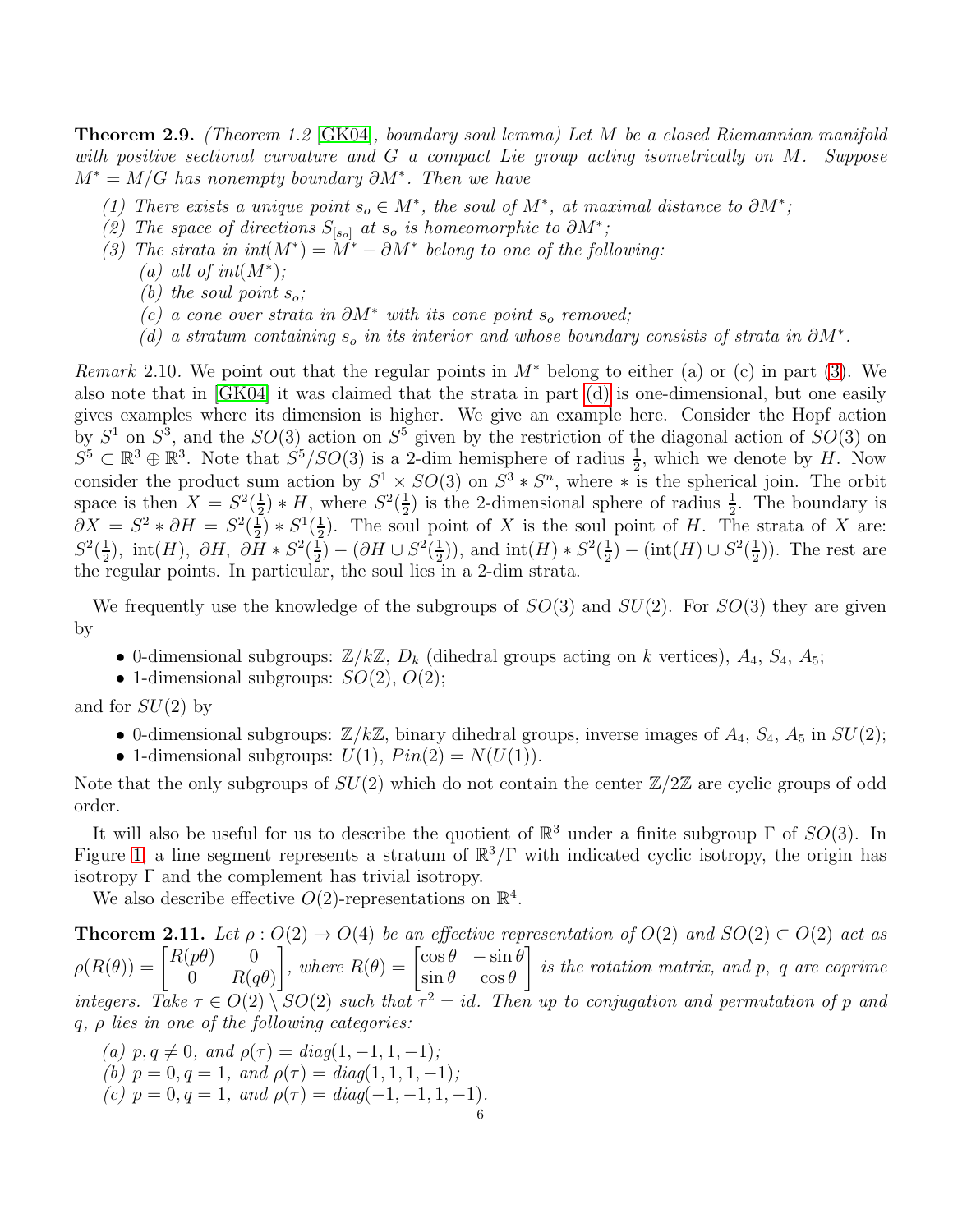**Theorem 2.9.** *(Theorem 1.2 [GK04], boundary soul lemma) Let $M$ be a closed Riemannian manifold with positive sectional curvature and $G$ a compact Lie group acting isometrically on $M$. Suppose $M^* = M/G$ has nonempty boundary $\partial M^*$. Then we have*

*(1) There exists a unique point $s_o \in M^*$, the soul of $M^*$, at maximal distance to $\partial M^*$;*
*(2) The space of directions $S_{[s_o]}$ at $s_o$ is homeomorphic to $\partial M^*$;*
*(3) The strata in $int(M^*) = M^* - \partial M^*$ belong to one of the following:*
  *(a) all of $int(M^*)$;*
  *(b) the soul point $s_o$;*
  *(c) a cone over strata in $\partial M^*$ with its cone point $s_o$ removed;*
  *(d) a stratum containing $s_o$ in its interior and whose boundary consists of strata in $\partial M^*$.*

*Remark* 2.10. We point out that the regular points in $M^*$ belong to either (a) or (c) in part (3). We also note that in [GK04] it was claimed that the strata in part (d) is one-dimensional, but one easily gives examples where its dimension is higher. We give an example here. Consider the Hopf action by $S^1$ on $S^3$, and the $SO(3)$ action on $S^5$ given by the restriction of the diagonal action of $SO(3)$ on $S^5 \subset \mathbb{R}^3 \oplus \mathbb{R}^3$. Note that $S^5/SO(3)$ is a 2-dim hemisphere of radius $\frac{1}{2}$, which we denote by $H$. Now consider the product sum action by $S^1 \times SO(3)$ on $S^3 * S^n$, where $*$ is the spherical join. The orbit space is then $X = S^2(\frac{1}{2}) * H$, where $S^2(\frac{1}{2})$ is the 2-dimensional sphere of radius $\frac{1}{2}$. The boundary is $\partial X = S^2 * \partial H = S^2(\frac{1}{2}) * S^1(\frac{1}{2})$. The soul point of $X$ is the soul point of $H$. The strata of $X$ are: $S^2(\frac{1}{2})$, $\text{int}(H)$, $\partial H$, $\partial H * S^2(\frac{1}{2}) - (\partial H \cup S^2(\frac{1}{2}))$, and $\text{int}(H) * S^2(\frac{1}{2}) - (\text{int}(H) \cup S^2(\frac{1}{2}))$. The rest are the regular points. In particular, the soul lies in a 2-dim strata.

We frequently use the knowledge of the subgroups of $SO(3)$ and $SU(2)$. For $SO(3)$ they are given by

- 0-dimensional subgroups: $\mathbb{Z}/k\mathbb{Z}$, $D_k$ (dihedral groups acting on $k$ vertices), $A_4$, $S_4$, $A_5$;
- 1-dimensional subgroups: $SO(2)$, $O(2)$;

and for $SU(2)$ by

- 0-dimensional subgroups: $\mathbb{Z}/k\mathbb{Z}$, binary dihedral groups, inverse images of $A_4$, $S_4$, $A_5$ in $SU(2)$;
- 1-dimensional subgroups: $U(1)$, $Pin(2) = N(U(1))$.

Note that the only subgroups of $SU(2)$ which do not contain the center $\mathbb{Z}/2\mathbb{Z}$ are cyclic groups of odd order.

It will also be useful for us to describe the quotient of $\mathbb{R}^3$ under a finite subgroup $\Gamma$ of $SO(3)$. In Figure 1, a line segment represents a stratum of $\mathbb{R}^3/\Gamma$ with indicated cyclic isotropy, the origin has isotropy $\Gamma$ and the complement has trivial isotropy.

We also describe effective $O(2)$-representations on $\mathbb{R}^4$.

**Theorem 2.11.** *Let $\rho : O(2) \to O(4)$ be an effective representation of $O(2)$ and $SO(2) \subset O(2)$ act as $\rho(R(\theta)) = \begin{bmatrix} R(p\theta) & 0 \\ 0 & R(q\theta) \end{bmatrix}$, where $R(\theta) = \begin{bmatrix} \cos\theta & -\sin\theta \\ \sin\theta & \cos\theta \end{bmatrix}$ is the rotation matrix, and $p$, $q$ are coprime integers. Take $\tau \in O(2) \setminus SO(2)$ such that $\tau^2 = id$. Then up to conjugation and permutation of $p$ and $q$, $\rho$ lies in one of the following categories:*

*(a) $p, q \neq 0$, and $\rho(\tau) = diag(1, -1, 1, -1)$;*
*(b) $p = 0, q = 1$, and $\rho(\tau) = diag(1, 1, 1, -1)$;*
*(c) $p = 0, q = 1$, and $\rho(\tau) = diag(-1, -1, 1, -1)$.*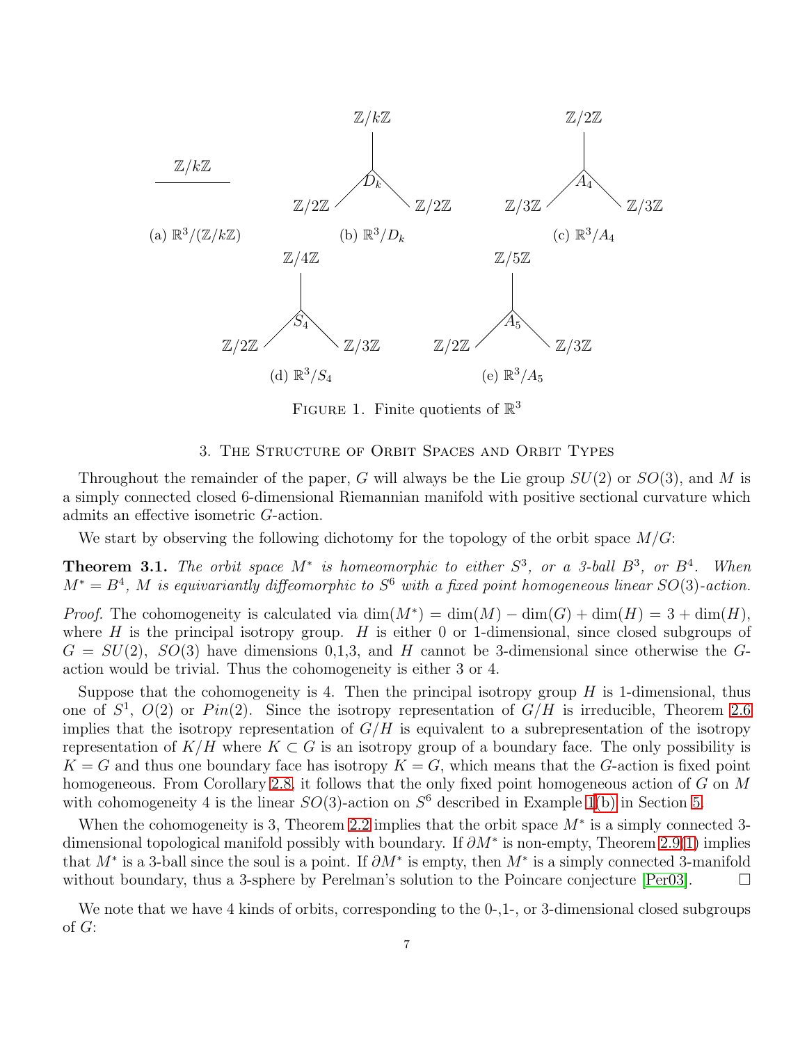(a) $\mathbb{R}^3/(\mathbb{Z}/k\mathbb{Z})$ (b) $\mathbb{R}^3/D_k$ (c) $\mathbb{R}^3/A_4$ (d) $\mathbb{R}^3/S_4$ (e) $\mathbb{R}^3/A_5$

Figure 1. Finite quotients of $\mathbb{R}^3$

## 3. The Structure of Orbit Spaces and Orbit Types

Throughout the remainder of the paper, $G$ will always be the Lie group $SU(2)$ or $SO(3)$, and $M$ is a simply connected closed 6-dimensional Riemannian manifold with positive sectional curvature which admits an effective isometric $G$-action.

We start by observing the following dichotomy for the topology of the orbit space $M/G$:

**Theorem 3.1.** *The orbit space $M^*$ is homeomorphic to either $S^3$, or a 3-ball $B^3$, or $B^4$. When $M^* = B^4$, $M$ is equivariantly diffeomorphic to $S^6$ with a fixed point homogeneous linear $SO(3)$-action.*

*Proof.* The cohomogeneity is calculated via $\dim(M^*) = \dim(M) - \dim(G) + \dim(H) = 3 + \dim(H)$, where $H$ is the principal isotropy group. $H$ is either 0 or 1-dimensional, since closed subgroups of $G = SU(2)$, $SO(3)$ have dimensions 0,1,3, and $H$ cannot be 3-dimensional since otherwise the $G$-action would be trivial. Thus the cohomogeneity is either 3 or 4.

Suppose that the cohomogeneity is 4. Then the principal isotropy group $H$ is 1-dimensional, thus one of $S^1$, $O(2)$ or $Pin(2)$. Since the isotropy representation of $G/H$ is irreducible, Theorem 2.6 implies that the isotropy representation of $G/H$ is equivalent to a subrepresentation of the isotropy representation of $K/H$ where $K \subset G$ is an isotropy group of a boundary face. The only possibility is $K = G$ and thus one boundary face has isotropy $K = G$, which means that the $G$-action is fixed point homogeneous. From Corollary 2.8, it follows that the only fixed point homogeneous action of $G$ on $M$ with cohomogeneity 4 is the linear $SO(3)$-action on $S^6$ described in Example 1(b) in Section 5.

When the cohomogeneity is 3, Theorem 2.2 implies that the orbit space $M^*$ is a simply connected 3-dimensional topological manifold possibly with boundary. If $\partial M^*$ is non-empty, Theorem 2.9(1) implies that $M^*$ is a 3-ball since the soul is a point. If $\partial M^*$ is empty, then $M^*$ is a simply connected 3-manifold without boundary, thus a 3-sphere by Perelman's solution to the Poincare conjecture [Per03]. $\square$

We note that we have 4 kinds of orbits, corresponding to the 0-,1-, or 3-dimensional closed subgroups of $G$: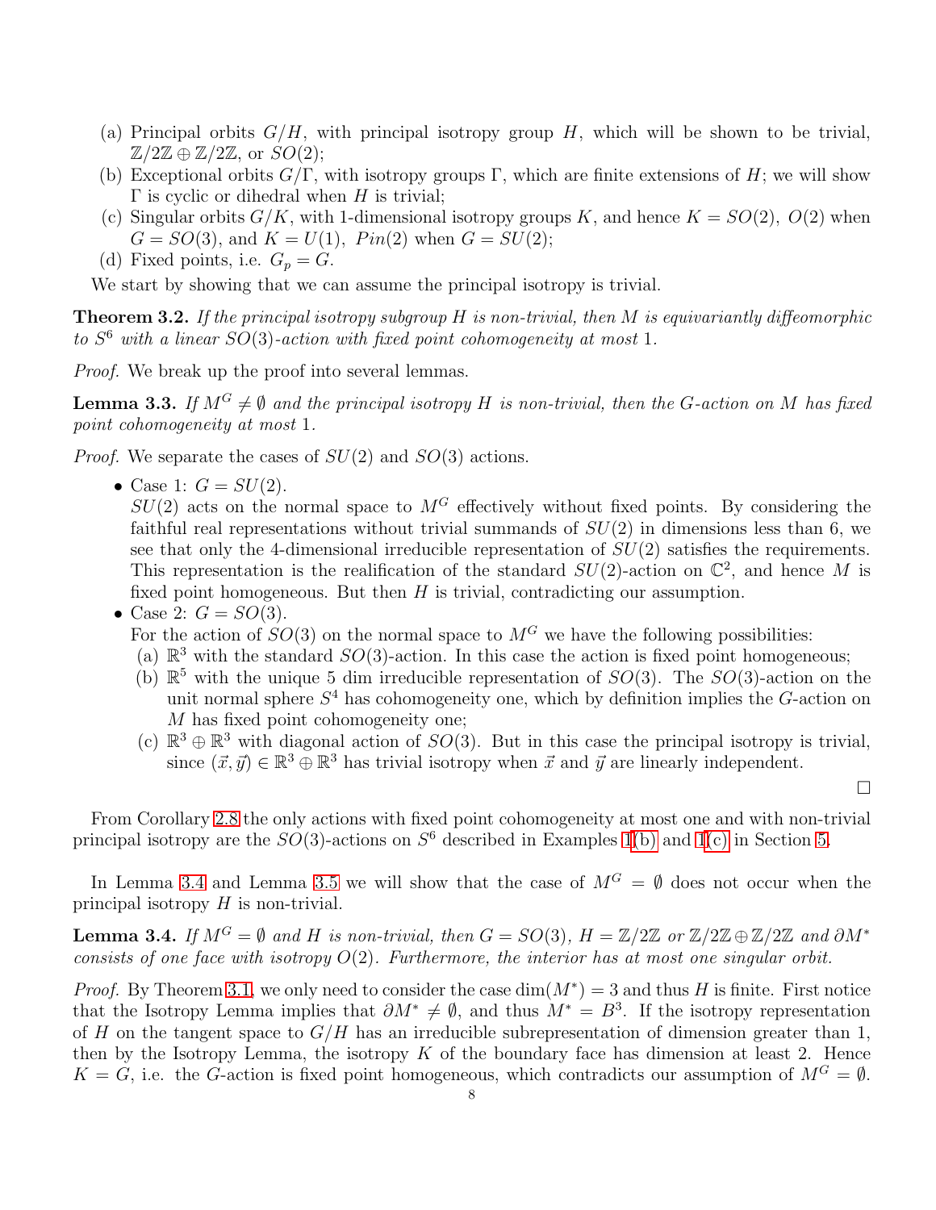(a) Principal orbits $G/H$, with principal isotropy group $H$, which will be shown to be trivial, $\mathbb{Z}/2\mathbb{Z} \oplus \mathbb{Z}/2\mathbb{Z}$, or $SO(2)$;
(b) Exceptional orbits $G/\Gamma$, with isotropy groups $\Gamma$, which are finite extensions of $H$; we will show $\Gamma$ is cyclic or dihedral when $H$ is trivial;
(c) Singular orbits $G/K$, with 1-dimensional isotropy groups $K$, and hence $K = SO(2)$, $O(2)$ when $G = SO(3)$, and $K = U(1)$, $Pin(2)$ when $G = SU(2)$;
(d) Fixed points, i.e. $G_p = G$.

We start by showing that we can assume the principal isotropy is trivial.

**Theorem 3.2.** *If the principal isotropy subgroup $H$ is non-trivial, then $M$ is equivariantly diffeomorphic to $S^6$ with a linear $SO(3)$-action with fixed point cohomogeneity at most 1.*

*Proof.* We break up the proof into several lemmas.

**Lemma 3.3.** *If $M^G \neq \emptyset$ and the principal isotropy $H$ is non-trivial, then the $G$-action on $M$ has fixed point cohomogeneity at most 1.*

*Proof.* We separate the cases of $SU(2)$ and $SO(3)$ actions.

- Case 1: $G = SU(2)$.
  $SU(2)$ acts on the normal space to $M^G$ effectively without fixed points. By considering the faithful real representations without trivial summands of $SU(2)$ in dimensions less than 6, we see that only the 4-dimensional irreducible representation of $SU(2)$ satisfies the requirements. This representation is the realification of the standard $SU(2)$-action on $\mathbb{C}^2$, and hence $M$ is fixed point homogeneous. But then $H$ is trivial, contradicting our assumption.
- Case 2: $G = SO(3)$.
  For the action of $SO(3)$ on the normal space to $M^G$ we have the following possibilities:
  (a) $\mathbb{R}^3$ with the standard $SO(3)$-action. In this case the action is fixed point homogeneous;
  (b) $\mathbb{R}^5$ with the unique 5 dim irreducible representation of $SO(3)$. The $SO(3)$-action on the unit normal sphere $S^4$ has cohomogeneity one, which by definition implies the $G$-action on $M$ has fixed point cohomogeneity one;
  (c) $\mathbb{R}^3 \oplus \mathbb{R}^3$ with diagonal action of $SO(3)$. But in this case the principal isotropy is trivial, since $(\vec{x}, \vec{y}) \in \mathbb{R}^3 \oplus \mathbb{R}^3$ has trivial isotropy when $\vec{x}$ and $\vec{y}$ are linearly independent.

$\square$

From Corollary 2.8 the only actions with fixed point cohomogeneity at most one and with non-trivial principal isotropy are the $SO(3)$-actions on $S^6$ described in Examples 1(b) and 1(c) in Section 5.

In Lemma 3.4 and Lemma 3.5 we will show that the case of $M^G = \emptyset$ does not occur when the principal isotropy $H$ is non-trivial.

**Lemma 3.4.** *If $M^G = \emptyset$ and $H$ is non-trivial, then $G = SO(3)$, $H = \mathbb{Z}/2\mathbb{Z}$ or $\mathbb{Z}/2\mathbb{Z} \oplus \mathbb{Z}/2\mathbb{Z}$ and $\partial M^*$ consists of one face with isotropy $O(2)$. Furthermore, the interior has at most one singular orbit.*

*Proof.* By Theorem 3.1, we only need to consider the case $\dim(M^*) = 3$ and thus $H$ is finite. First notice that the Isotropy Lemma implies that $\partial M^* \neq \emptyset$, and thus $M^* = B^3$. If the isotropy representation of $H$ on the tangent space to $G/H$ has an irreducible subrepresentation of dimension greater than 1, then by the Isotropy Lemma, the isotropy $K$ of the boundary face has dimension at least 2. Hence $K = G$, i.e. the $G$-action is fixed point homogeneous, which contradicts our assumption of $M^G = \emptyset$.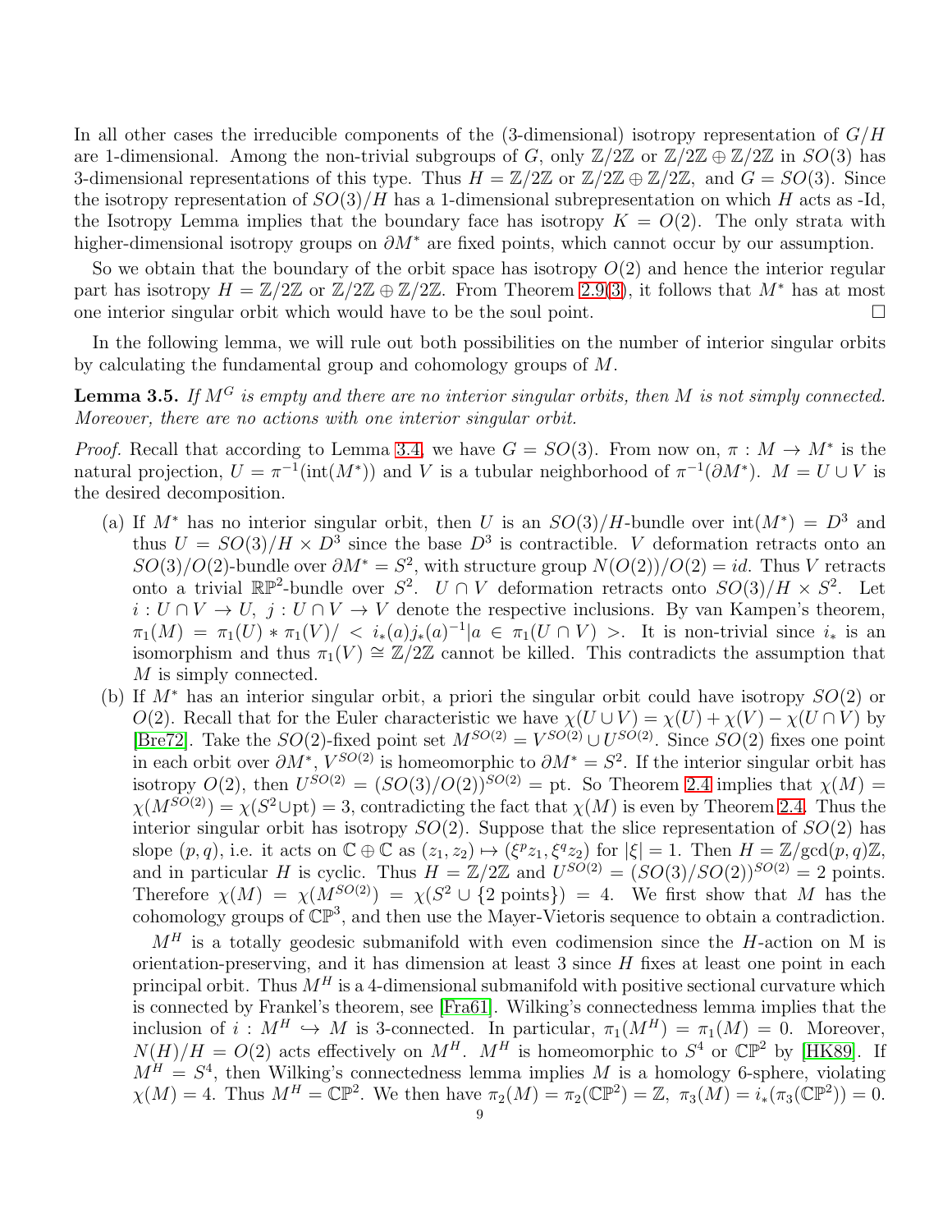In all other cases the irreducible components of the (3-dimensional) isotropy representation of $G/H$ are 1-dimensional. Among the non-trivial subgroups of $G$, only $\mathbb{Z}/2\mathbb{Z}$ or $\mathbb{Z}/2\mathbb{Z} \oplus \mathbb{Z}/2\mathbb{Z}$ in $SO(3)$ has 3-dimensional representations of this type. Thus $H = \mathbb{Z}/2\mathbb{Z}$ or $\mathbb{Z}/2\mathbb{Z} \oplus \mathbb{Z}/2\mathbb{Z}$, and $G = SO(3)$. Since the isotropy representation of $SO(3)/H$ has a 1-dimensional subrepresentation on which $H$ acts as -Id, the Isotropy Lemma implies that the boundary face has isotropy $K = O(2)$. The only strata with higher-dimensional isotropy groups on $\partial M^*$ are fixed points, which cannot occur by our assumption.

So we obtain that the boundary of the orbit space has isotropy $O(2)$ and hence the interior regular part has isotropy $H = \mathbb{Z}/2\mathbb{Z}$ or $\mathbb{Z}/2\mathbb{Z} \oplus \mathbb{Z}/2\mathbb{Z}$. From Theorem 2.9(3), it follows that $M^*$ has at most one interior singular orbit which would have to be the soul point. $\square$

In the following lemma, we will rule out both possibilities on the number of interior singular orbits by calculating the fundamental group and cohomology groups of $M$.

**Lemma 3.5.** *If $M^G$ is empty and there are no interior singular orbits, then $M$ is not simply connected. Moreover, there are no actions with one interior singular orbit.*

*Proof.* Recall that according to Lemma 3.4, we have $G = SO(3)$. From now on, $\pi : M \to M^*$ is the natural projection, $U = \pi^{-1}(\mathrm{int}(M^*))$ and $V$ is a tubular neighborhood of $\pi^{-1}(\partial M^*)$. $M = U \cup V$ is the desired decomposition.

(a) If $M^*$ has no interior singular orbit, then $U$ is an $SO(3)/H$-bundle over $\mathrm{int}(M^*) = D^3$ and thus $U = SO(3)/H \times D^3$ since the base $D^3$ is contractible. $V$ deformation retracts onto an $SO(3)/O(2)$-bundle over $\partial M^* = S^2$, with structure group $N(O(2))/O(2) = id$. Thus $V$ retracts onto a trivial $\mathbb{RP}^2$-bundle over $S^2$. $U \cap V$ deformation retracts onto $SO(3)/H \times S^2$. Let $i : U \cap V \to U$, $j : U \cap V \to V$ denote the respective inclusions. By van Kampen's theorem, $\pi_1(M) = \pi_1(U) * \pi_1(V)/ < i_*(a)j_*(a)^{-1} | a \in \pi_1(U \cap V) >$. It is non-trivial since $i_*$ is an isomorphism and thus $\pi_1(V) \cong \mathbb{Z}/2\mathbb{Z}$ cannot be killed. This contradicts the assumption that $M$ is simply connected.

(b) If $M^*$ has an interior singular orbit, a priori the singular orbit could have isotropy $SO(2)$ or $O(2)$. Recall that for the Euler characteristic we have $\chi(U \cup V) = \chi(U) + \chi(V) - \chi(U \cap V)$ by [Bre72]. Take the $SO(2)$-fixed point set $M^{SO(2)} = V^{SO(2)} \cup U^{SO(2)}$. Since $SO(2)$ fixes one point in each orbit over $\partial M^*$, $V^{SO(2)}$ is homeomorphic to $\partial M^* = S^2$. If the interior singular orbit has isotropy $O(2)$, then $U^{SO(2)} = (SO(3)/O(2))^{SO(2)} = \mathrm{pt}$. So Theorem 2.4 implies that $\chi(M) = \chi(M^{SO(2)}) = \chi(S^2 \cup \mathrm{pt}) = 3$, contradicting the fact that $\chi(M)$ is even by Theorem 2.4. Thus the interior singular orbit has isotropy $SO(2)$. Suppose that the slice representation of $SO(2)$ has slope $(p, q)$, i.e. it acts on $\mathbb{C} \oplus \mathbb{C}$ as $(z_1, z_2) \mapsto (\xi^p z_1, \xi^q z_2)$ for $|\xi| = 1$. Then $H = \mathbb{Z}/\gcd(p, q)\mathbb{Z}$, and in particular $H$ is cyclic. Thus $H = \mathbb{Z}/2\mathbb{Z}$ and $U^{SO(2)} = (SO(3)/SO(2))^{SO(2)} = 2$ points. Therefore $\chi(M) = \chi(M^{SO(2)}) = \chi(S^2 \cup \{2 \text{ points}\}) = 4$. We first show that $M$ has the cohomology groups of $\mathbb{CP}^3$, and then use the Mayer-Vietoris sequence to obtain a contradiction.

$M^H$ is a totally geodesic submanifold with even codimension since the $H$-action on M is orientation-preserving, and it has dimension at least 3 since $H$ fixes at least one point in each principal orbit. Thus $M^H$ is a 4-dimensional submanifold with positive sectional curvature which is connected by Frankel's theorem, see [Fra61]. Wilking's connectedness lemma implies that the inclusion of $i : M^H \hookrightarrow M$ is 3-connected. In particular, $\pi_1(M^H) = \pi_1(M) = 0$. Moreover, $N(H)/H = O(2)$ acts effectively on $M^H$. $M^H$ is homeomorphic to $S^4$ or $\mathbb{CP}^2$ by [HK89]. If $M^H = S^4$, then Wilking's connectedness lemma implies $M$ is a homology 6-sphere, violating $\chi(M) = 4$. Thus $M^H = \mathbb{CP}^2$. We then have $\pi_2(M) = \pi_2(\mathbb{CP}^2) = \mathbb{Z}$, $\pi_3(M) = i_*(\pi_3(\mathbb{CP}^2)) = 0$.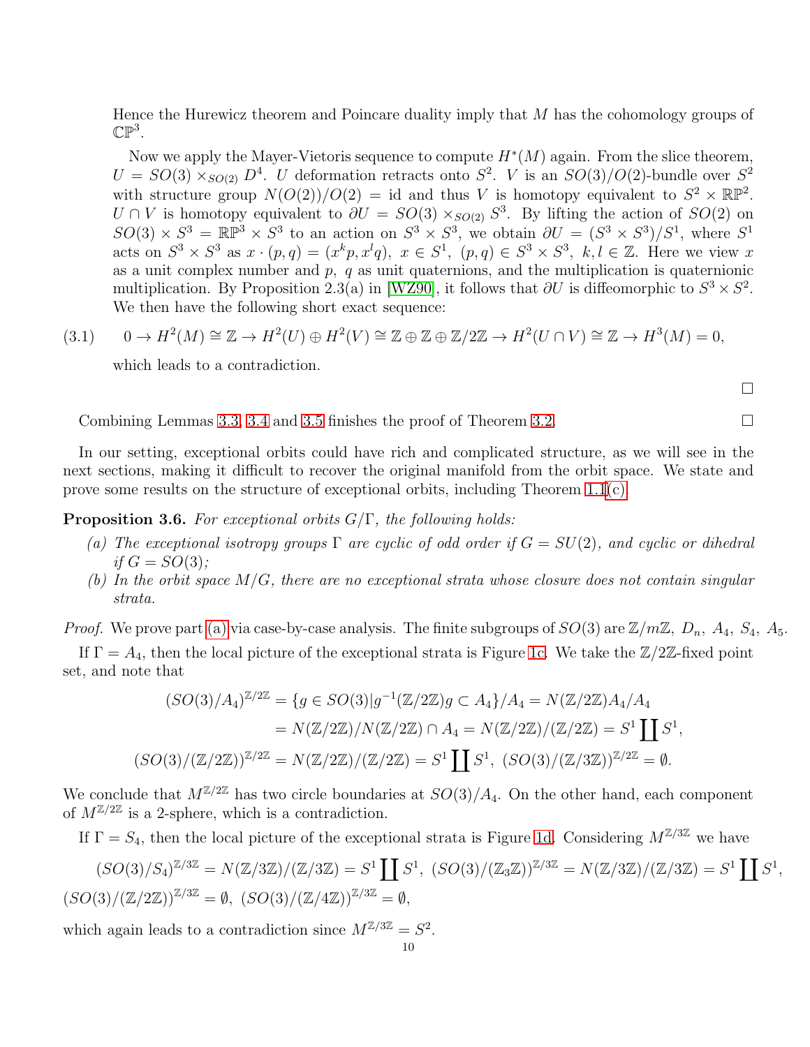Hence the Hurewicz theorem and Poincare duality imply that $M$ has the cohomology groups of $\mathbb{CP}^3$.

Now we apply the Mayer-Vietoris sequence to compute $H^*(M)$ again. From the slice theorem, $U = SO(3) \times_{SO(2)} D^4$. $U$ deformation retracts onto $S^2$. $V$ is an $SO(3)/O(2)$-bundle over $S^2$ with structure group $N(O(2))/O(2) = \text{id}$ and thus $V$ is homotopy equivalent to $S^2 \times \mathbb{RP}^2$. $U \cap V$ is homotopy equivalent to $\partial U = SO(3) \times_{SO(2)} S^3$. By lifting the action of $SO(2)$ on $SO(3) \times S^3 = \mathbb{RP}^3 \times S^3$ to an action on $S^3 \times S^3$, we obtain $\partial U = (S^3 \times S^3)/S^1$, where $S^1$ acts on $S^3 \times S^3$ as $x \cdot (p, q) = (x^k p, x^l q),\ x \in S^1,\ (p, q) \in S^3 \times S^3,\ k, l \in \mathbb{Z}$. Here we view $x$ as a unit complex number and $p$, $q$ as unit quaternions, and the multiplication is quaternionic multiplication. By Proposition 2.3(a) in [WZ90], it follows that $\partial U$ is diffeomorphic to $S^3 \times S^2$. We then have the following short exact sequence:

$$0 \to H^2(M) \cong \mathbb{Z} \to H^2(U) \oplus H^2(V) \cong \mathbb{Z} \oplus \mathbb{Z} \oplus \mathbb{Z}/2\mathbb{Z} \to H^2(U \cap V) \cong \mathbb{Z} \to H^3(M) = 0, \tag{3.1}$$

which leads to a contradiction.

□

Combining Lemmas 3.3, 3.4 and 3.5 finishes the proof of Theorem 3.2. □

In our setting, exceptional orbits could have rich and complicated structure, as we will see in the next sections, making it difficult to recover the original manifold from the orbit space. We state and prove some results on the structure of exceptional orbits, including Theorem 1.1(c).

**Proposition 3.6.** *For exceptional orbits $G/\Gamma$, the following holds:*

*(a) The exceptional isotropy groups $\Gamma$ are cyclic of odd order if $G = SU(2)$, and cyclic or dihedral if $G = SO(3)$;*

*(b) In the orbit space $M/G$, there are no exceptional strata whose closure does not contain singular strata.*

*Proof.* We prove part (a) via case-by-case analysis. The finite subgroups of $SO(3)$ are $\mathbb{Z}/m\mathbb{Z},\ D_n,\ A_4,\ S_4,\ A_5$.

If $\Gamma = A_4$, then the local picture of the exceptional strata is Figure 1c. We take the $\mathbb{Z}/2\mathbb{Z}$-fixed point set, and note that

$$\begin{aligned}
(SO(3)/A_4)^{\mathbb{Z}/2\mathbb{Z}} &= \{g \in SO(3) | g^{-1}(\mathbb{Z}/2\mathbb{Z})g \subset A_4\}/A_4 = N(\mathbb{Z}/2\mathbb{Z})A_4/A_4 \\
&= N(\mathbb{Z}/2\mathbb{Z})/N(\mathbb{Z}/2\mathbb{Z}) \cap A_4 = N(\mathbb{Z}/2\mathbb{Z})/(\mathbb{Z}/2\mathbb{Z}) = S^1 \coprod S^1, \\
(SO(3)/(\mathbb{Z}/2\mathbb{Z}))^{\mathbb{Z}/2\mathbb{Z}} &= N(\mathbb{Z}/2\mathbb{Z})/(\mathbb{Z}/2\mathbb{Z}) = S^1 \coprod S^1,\ (SO(3)/(\mathbb{Z}/3\mathbb{Z}))^{\mathbb{Z}/2\mathbb{Z}} = \emptyset.
\end{aligned}$$

We conclude that $M^{\mathbb{Z}/2\mathbb{Z}}$ has two circle boundaries at $SO(3)/A_4$. On the other hand, each component of $M^{\mathbb{Z}/2\mathbb{Z}}$ is a 2-sphere, which is a contradiction.

If $\Gamma = S_4$, then the local picture of the exceptional strata is Figure 1d. Considering $M^{\mathbb{Z}/3\mathbb{Z}}$ we have

$$(SO(3)/S_4)^{\mathbb{Z}/3\mathbb{Z}} = N(\mathbb{Z}/3\mathbb{Z})/(\mathbb{Z}/3\mathbb{Z}) = S^1 \coprod S^1,\ (SO(3)/(\mathbb{Z}_3\mathbb{Z}))^{\mathbb{Z}/3\mathbb{Z}} = N(\mathbb{Z}/3\mathbb{Z})/(\mathbb{Z}/3\mathbb{Z}) = S^1 \coprod S^1,$$

$$(SO(3)/(\mathbb{Z}/2\mathbb{Z}))^{\mathbb{Z}/3\mathbb{Z}} = \emptyset,\ (SO(3)/(\mathbb{Z}/4\mathbb{Z}))^{\mathbb{Z}/3\mathbb{Z}} = \emptyset,$$

which again leads to a contradiction since $M^{\mathbb{Z}/3\mathbb{Z}} = S^2$.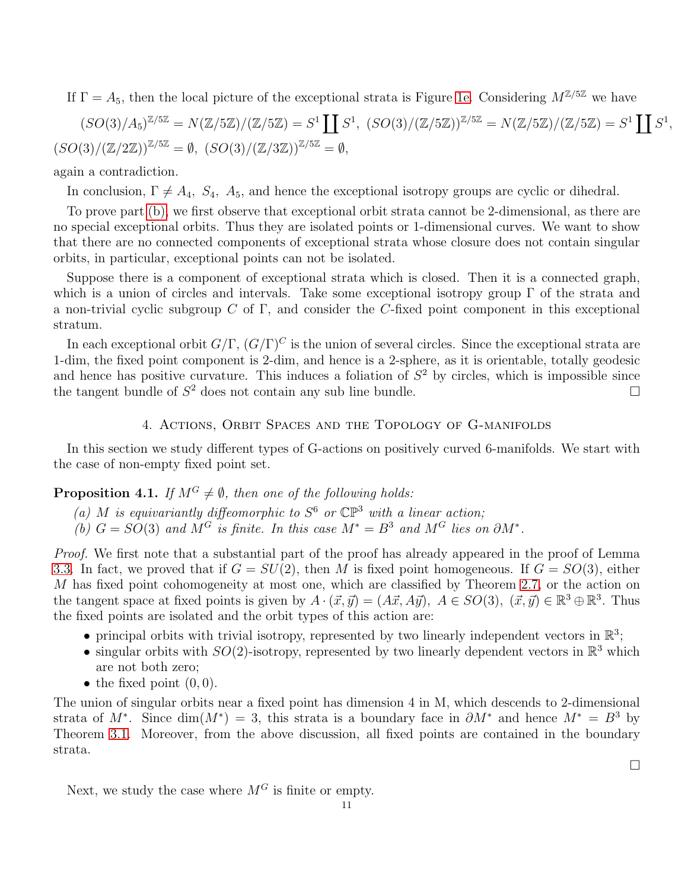If $\Gamma = A_5$, then the local picture of the exceptional strata is Figure 1e. Considering $M^{\mathbb{Z}/5\mathbb{Z}}$ we have

$$(SO(3)/A_5)^{\mathbb{Z}/5\mathbb{Z}} = N(\mathbb{Z}/5\mathbb{Z})/(\mathbb{Z}/5\mathbb{Z}) = S^1 \coprod S^1,\ (SO(3)/(\mathbb{Z}/5\mathbb{Z}))^{\mathbb{Z}/5\mathbb{Z}} = N(\mathbb{Z}/5\mathbb{Z})/(\mathbb{Z}/5\mathbb{Z}) = S^1 \coprod S^1,$$

$$(SO(3)/(\mathbb{Z}/2\mathbb{Z}))^{\mathbb{Z}/5\mathbb{Z}} = \emptyset,\ (SO(3)/(\mathbb{Z}/3\mathbb{Z}))^{\mathbb{Z}/5\mathbb{Z}} = \emptyset,$$

again a contradiction.

In conclusion, $\Gamma \neq A_4,\ S_4,\ A_5$, and hence the exceptional isotropy groups are cyclic or dihedral.

To prove part (b), we first observe that exceptional orbit strata cannot be 2-dimensional, as there are no special exceptional orbits. Thus they are isolated points or 1-dimensional curves. We want to show that there are no connected components of exceptional strata whose closure does not contain singular orbits, in particular, exceptional points can not be isolated.

Suppose there is a component of exceptional strata which is closed. Then it is a connected graph, which is a union of circles and intervals. Take some exceptional isotropy group $\Gamma$ of the strata and a non-trivial cyclic subgroup $C$ of $\Gamma$, and consider the $C$-fixed point component in this exceptional stratum.

In each exceptional orbit $G/\Gamma$, $(G/\Gamma)^C$ is the union of several circles. Since the exceptional strata are 1-dim, the fixed point component is 2-dim, and hence is a 2-sphere, as it is orientable, totally geodesic and hence has positive curvature. This induces a foliation of $S^2$ by circles, which is impossible since the tangent bundle of $S^2$ does not contain any sub line bundle. □

## 4. Actions, Orbit Spaces and the Topology of G-manifolds

In this section we study different types of G-actions on positively curved 6-manifolds. We start with the case of non-empty fixed point set.

**Proposition 4.1.** *If $M^G \neq \emptyset$, then one of the following holds:*

*(a) $M$ is equivariantly diffeomorphic to $S^6$ or $\mathbb{CP}^3$ with a linear action;*
*(b) $G = SO(3)$ and $M^G$ is finite. In this case $M^* = B^3$ and $M^G$ lies on $\partial M^*$.*

*Proof.* We first note that a substantial part of the proof has already appeared in the proof of Lemma 3.3. In fact, we proved that if $G = SU(2)$, then $M$ is fixed point homogeneous. If $G = SO(3)$, either $M$ has fixed point cohomogeneity at most one, which are classified by Theorem 2.7, or the action on the tangent space at fixed points is given by $A \cdot (\vec{x}, \vec{y}) = (A\vec{x}, A\vec{y}),\ A \in SO(3),\ (\vec{x}, \vec{y}) \in \mathbb{R}^3 \oplus \mathbb{R}^3$. Thus the fixed points are isolated and the orbit types of this action are:

- principal orbits with trivial isotropy, represented by two linearly independent vectors in $\mathbb{R}^3$;
- singular orbits with $SO(2)$-isotropy, represented by two linearly dependent vectors in $\mathbb{R}^3$ which are not both zero;
- the fixed point $(0, 0)$.

The union of singular orbits near a fixed point has dimension 4 in M, which descends to 2-dimensional strata of $M^*$. Since $\dim(M^*) = 3$, this strata is a boundary face in $\partial M^*$ and hence $M^* = B^3$ by Theorem 3.1. Moreover, from the above discussion, all fixed points are contained in the boundary strata.

□

Next, we study the case where $M^G$ is finite or empty.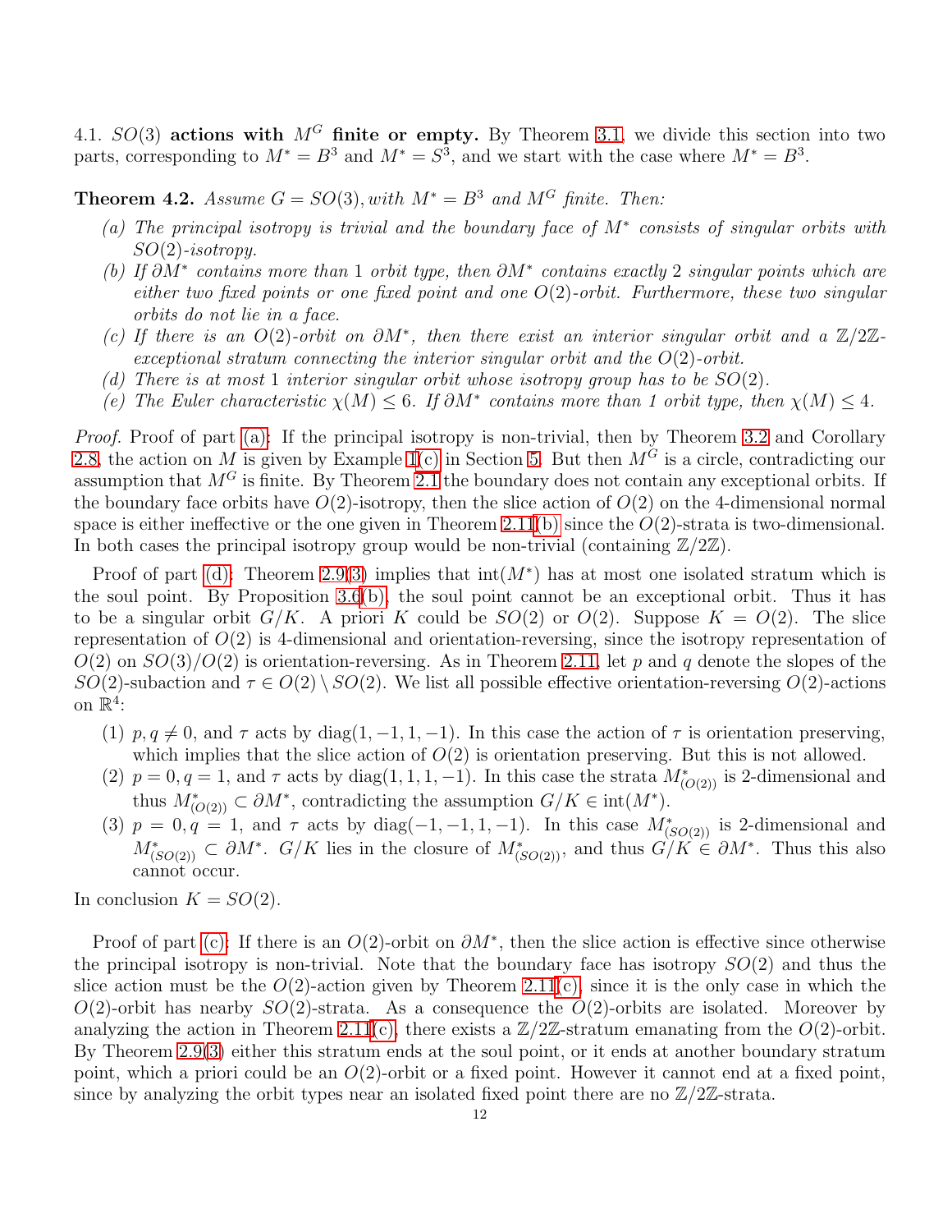4.1. $SO(3)$ **actions with** $M^G$ **finite or empty.** By Theorem 3.1, we divide this section into two parts, corresponding to $M^* = B^3$ and $M^* = S^3$, and we start with the case where $M^* = B^3$.

**Theorem 4.2.** *Assume $G = SO(3)$, with $M^* = B^3$ and $M^G$ finite. Then:*

*(a) The principal isotropy is trivial and the boundary face of $M^*$ consists of singular orbits with $SO(2)$-isotropy.*

*(b) If $\partial M^*$ contains more than 1 orbit type, then $\partial M^*$ contains exactly 2 singular points which are either two fixed points or one fixed point and one $O(2)$-orbit. Furthermore, these two singular orbits do not lie in a face.*

*(c) If there is an $O(2)$-orbit on $\partial M^*$, then there exist an interior singular orbit and a $\mathbb{Z}/2\mathbb{Z}$-exceptional stratum connecting the interior singular orbit and the $O(2)$-orbit.*

*(d) There is at most 1 interior singular orbit whose isotropy group has to be $SO(2)$.*

*(e) The Euler characteristic $\chi(M) \leq 6$. If $\partial M^*$ contains more than 1 orbit type, then $\chi(M) \leq 4$.*

*Proof.* Proof of part (a): If the principal isotropy is non-trivial, then by Theorem 3.2 and Corollary 2.8, the action on $M$ is given by Example 1(c) in Section 5. But then $M^G$ is a circle, contradicting our assumption that $M^G$ is finite. By Theorem 2.1 the boundary does not contain any exceptional orbits. If the boundary face orbits have $O(2)$-isotropy, then the slice action of $O(2)$ on the 4-dimensional normal space is either ineffective or the one given in Theorem 2.11(b) since the $O(2)$-strata is two-dimensional. In both cases the principal isotropy group would be non-trivial (containing $\mathbb{Z}/2\mathbb{Z}$).

Proof of part (d): Theorem 2.9(3) implies that $\text{int}(M^*)$ has at most one isolated stratum which is the soul point. By Proposition 3.6(b), the soul point cannot be an exceptional orbit. Thus it has to be a singular orbit $G/K$. A priori $K$ could be $SO(2)$ or $O(2)$. Suppose $K = O(2)$. The slice representation of $O(2)$ is 4-dimensional and orientation-reversing, since the isotropy representation of $O(2)$ on $SO(3)/O(2)$ is orientation-reversing. As in Theorem 2.11, let $p$ and $q$ denote the slopes of the $SO(2)$-subaction and $\tau \in O(2) \setminus SO(2)$. We list all possible effective orientation-reversing $O(2)$-actions on $\mathbb{R}^4$:

(1) $p, q \neq 0$, and $\tau$ acts by $\text{diag}(1, -1, 1, -1)$. In this case the action of $\tau$ is orientation preserving, which implies that the slice action of $O(2)$ is orientation preserving. But this is not allowed.

(2) $p = 0, q = 1$, and $\tau$ acts by $\text{diag}(1, 1, 1, -1)$. In this case the strata $M^*_{(O(2))}$ is 2-dimensional and thus $M^*_{(O(2))} \subset \partial M^*$, contradicting the assumption $G/K \in \text{int}(M^*)$.

(3) $p = 0, q = 1$, and $\tau$ acts by $\text{diag}(-1, -1, 1, -1)$. In this case $M^*_{(SO(2))}$ is 2-dimensional and $M^*_{(SO(2))} \subset \partial M^*$. $G/K$ lies in the closure of $M^*_{(SO(2))}$, and thus $G/K \in \partial M^*$. Thus this also cannot occur.

In conclusion $K = SO(2)$.

Proof of part (c): If there is an $O(2)$-orbit on $\partial M^*$, then the slice action is effective since otherwise the principal isotropy is non-trivial. Note that the boundary face has isotropy $SO(2)$ and thus the slice action must be the $O(2)$-action given by Theorem 2.11(c), since it is the only case in which the $O(2)$-orbit has nearby $SO(2)$-strata. As a consequence the $O(2)$-orbits are isolated. Moreover by analyzing the action in Theorem 2.11(c), there exists a $\mathbb{Z}/2\mathbb{Z}$-stratum emanating from the $O(2)$-orbit. By Theorem 2.9(3) either this stratum ends at the soul point, or it ends at another boundary stratum point, which a priori could be an $O(2)$-orbit or a fixed point. However it cannot end at a fixed point, since by analyzing the orbit types near an isolated fixed point there are no $\mathbb{Z}/2\mathbb{Z}$-strata.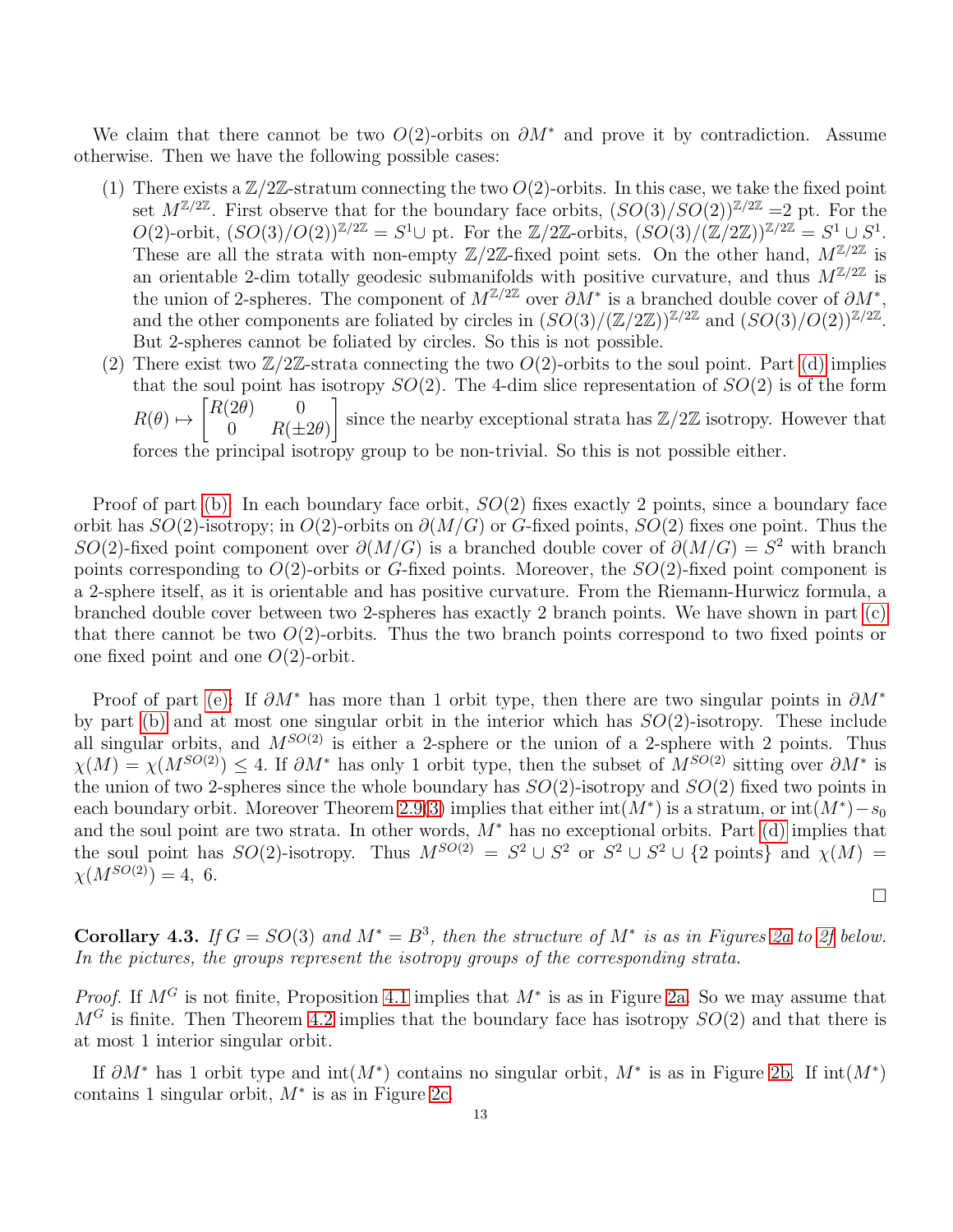We claim that there cannot be two $O(2)$-orbits on $\partial M^*$ and prove it by contradiction. Assume otherwise. Then we have the following possible cases:

(1) There exists a $\mathbb{Z}/2\mathbb{Z}$-stratum connecting the two $O(2)$-orbits. In this case, we take the fixed point set $M^{\mathbb{Z}/2\mathbb{Z}}$. First observe that for the boundary face orbits, $(SO(3)/SO(2))^{\mathbb{Z}/2\mathbb{Z}}$ =2 pt. For the $O(2)$-orbit, $(SO(3)/O(2))^{\mathbb{Z}/2\mathbb{Z}} = S^1\cup$ pt. For the $\mathbb{Z}/2\mathbb{Z}$-orbits, $(SO(3)/(\mathbb{Z}/2\mathbb{Z}))^{\mathbb{Z}/2\mathbb{Z}} = S^1 \cup S^1$. These are all the strata with non-empty $\mathbb{Z}/2\mathbb{Z}$-fixed point sets. On the other hand, $M^{\mathbb{Z}/2\mathbb{Z}}$ is an orientable 2-dim totally geodesic submanifolds with positive curvature, and thus $M^{\mathbb{Z}/2\mathbb{Z}}$ is the union of 2-spheres. The component of $M^{\mathbb{Z}/2\mathbb{Z}}$ over $\partial M^*$ is a branched double cover of $\partial M^*$, and the other components are foliated by circles in $(SO(3)/(\mathbb{Z}/2\mathbb{Z}))^{\mathbb{Z}/2\mathbb{Z}}$ and $(SO(3)/O(2))^{\mathbb{Z}/2\mathbb{Z}}$. But 2-spheres cannot be foliated by circles. So this is not possible.

(2) There exist two $\mathbb{Z}/2\mathbb{Z}$-strata connecting the two $O(2)$-orbits to the soul point. Part (d) implies that the soul point has isotropy $SO(2)$. The 4-dim slice representation of $SO(2)$ is of the form $R(\theta) \mapsto \begin{bmatrix} R(2\theta) & 0 \\ 0 & R(\pm 2\theta) \end{bmatrix}$ since the nearby exceptional strata has $\mathbb{Z}/2\mathbb{Z}$ isotropy. However that forces the principal isotropy group to be non-trivial. So this is not possible either.

Proof of part (b): In each boundary face orbit, $SO(2)$ fixes exactly 2 points, since a boundary face orbit has $SO(2)$-isotropy; in $O(2)$-orbits on $\partial(M/G)$ or $G$-fixed points, $SO(2)$ fixes one point. Thus the $SO(2)$-fixed point component over $\partial(M/G)$ is a branched double cover of $\partial(M/G) = S^2$ with branch points corresponding to $O(2)$-orbits or $G$-fixed points. Moreover, the $SO(2)$-fixed point component is a 2-sphere itself, as it is orientable and has positive curvature. From the Riemann-Hurwicz formula, a branched double cover between two 2-spheres has exactly 2 branch points. We have shown in part (c) that there cannot be two $O(2)$-orbits. Thus the two branch points correspond to two fixed points or one fixed point and one $O(2)$-orbit.

Proof of part (e): If $\partial M^*$ has more than 1 orbit type, then there are two singular points in $\partial M^*$ by part (b) and at most one singular orbit in the interior which has $SO(2)$-isotropy. These include all singular orbits, and $M^{SO(2)}$ is either a 2-sphere or the union of a 2-sphere with 2 points. Thus $\chi(M) = \chi(M^{SO(2)}) \leq 4$. If $\partial M^*$ has only 1 orbit type, then the subset of $M^{SO(2)}$ sitting over $\partial M^*$ is the union of two 2-spheres since the whole boundary has $SO(2)$-isotropy and $SO(2)$ fixed two points in each boundary orbit. Moreover Theorem 2.9(3) implies that either $\mathrm{int}(M^*)$ is a stratum, or $\mathrm{int}(M^*) - s_0$ and the soul point are two strata. In other words, $M^*$ has no exceptional orbits. Part (d) implies that the soul point has $SO(2)$-isotropy. Thus $M^{SO(2)} = S^2 \cup S^2$ or $S^2 \cup S^2 \cup \{2 \text{ points}\}$ and $\chi(M) = \chi(M^{SO(2)}) = 4,\ 6$. ∎

**Corollary 4.3.** *If $G = SO(3)$ and $M^* = B^3$, then the structure of $M^*$ is as in Figures 2a to 2f below. In the pictures, the groups represent the isotropy groups of the corresponding strata.*

*Proof.* If $M^G$ is not finite, Proposition 4.1 implies that $M^*$ is as in Figure 2a. So we may assume that $M^G$ is finite. Then Theorem 4.2 implies that the boundary face has isotropy $SO(2)$ and that there is at most 1 interior singular orbit.

If $\partial M^*$ has 1 orbit type and $\mathrm{int}(M^*)$ contains no singular orbit, $M^*$ is as in Figure 2b. If $\mathrm{int}(M^*)$ contains 1 singular orbit, $M^*$ is as in Figure 2c.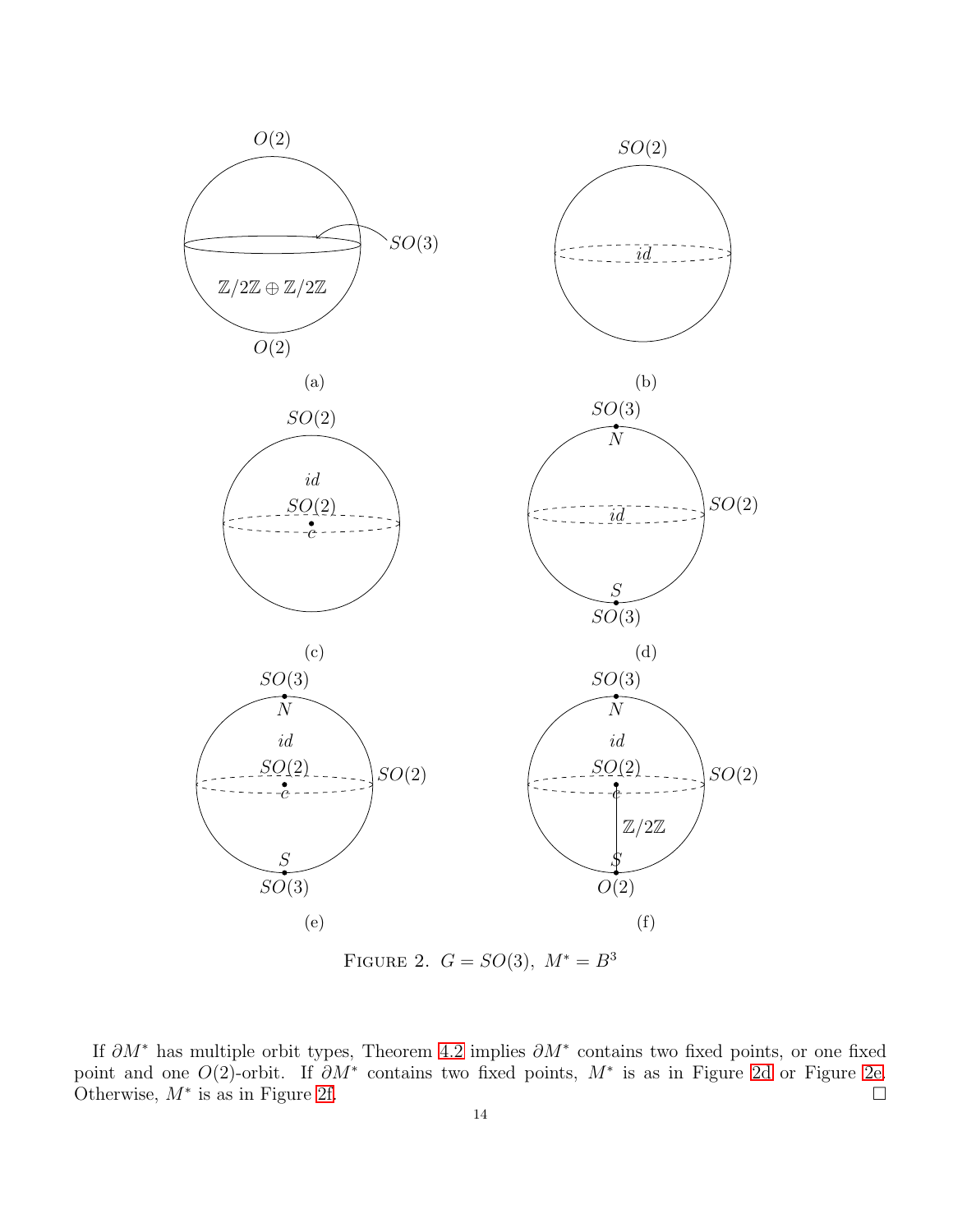Figure 2. $G = SO(3),\ M^* = B^3$

If $\partial M^*$ has multiple orbit types, Theorem 4.2 implies $\partial M^*$ contains two fixed points, or one fixed point and one $O(2)$-orbit. If $\partial M^*$ contains two fixed points, $M^*$ is as in Figure 2d or Figure 2e. Otherwise, $M^*$ is as in Figure 2f. □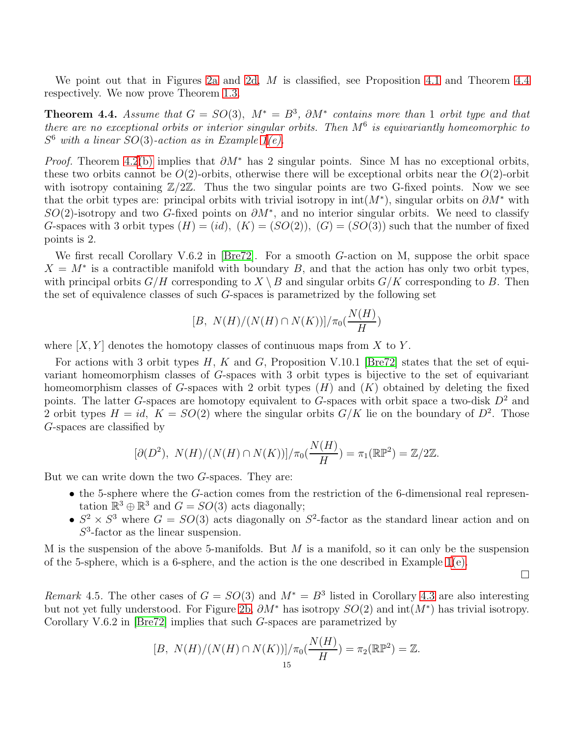We point out that in Figures 2a and 2d, $M$ is classified, see Proposition 4.1 and Theorem 4.4 respectively. We now prove Theorem 1.3.

**Theorem 4.4.** *Assume that $G = SO(3)$, $M^* = B^3$, $\partial M^*$ contains more than 1 orbit type and that there are no exceptional orbits or interior singular orbits. Then $M^6$ is equivariantly homeomorphic to $S^6$ with a linear $SO(3)$-action as in Example 1(e).*

*Proof.* Theorem 4.2(b) implies that $\partial M^*$ has 2 singular points. Since M has no exceptional orbits, these two orbits cannot be $O(2)$-orbits, otherwise there will be exceptional orbits near the $O(2)$-orbit with isotropy containing $\mathbb{Z}/2\mathbb{Z}$. Thus the two singular points are two G-fixed points. Now we see that the orbit types are: principal orbits with trivial isotropy in $\text{int}(M^*)$, singular orbits on $\partial M^*$ with $SO(2)$-isotropy and two $G$-fixed points on $\partial M^*$, and no interior singular orbits. We need to classify $G$-spaces with 3 orbit types $(H) = (id)$, $(K) = (SO(2))$, $(G) = (SO(3))$ such that the number of fixed points is 2.

We first recall Corollary V.6.2 in [Bre72]. For a smooth $G$-action on M, suppose the orbit space $X = M^*$ is a contractible manifold with boundary $B$, and that the action has only two orbit types, with principal orbits $G/H$ corresponding to $X \setminus B$ and singular orbits $G/K$ corresponding to $B$. Then the set of equivalence classes of such $G$-spaces is parametrized by the following set

$$[B,\ N(H)/(N(H) \cap N(K))]/\pi_0(\frac{N(H)}{H})$$

where $[X, Y]$ denotes the homotopy classes of continuous maps from $X$ to $Y$.

For actions with 3 orbit types $H$, $K$ and $G$, Proposition V.10.1 [Bre72] states that the set of equivariant homeomorphism classes of $G$-spaces with 3 orbit types is bijective to the set of equivariant homeomorphism classes of $G$-spaces with 2 orbit types $(H)$ and $(K)$ obtained by deleting the fixed points. The latter $G$-spaces are homotopy equivalent to $G$-spaces with orbit space a two-disk $D^2$ and 2 orbit types $H = id$, $K = SO(2)$ where the singular orbits $G/K$ lie on the boundary of $D^2$. Those $G$-spaces are classified by

$$[\partial(D^2),\ N(H)/(N(H) \cap N(K))]/\pi_0(\frac{N(H)}{H}) = \pi_1(\mathbb{RP}^2) = \mathbb{Z}/2\mathbb{Z}.$$

But we can write down the two $G$-spaces. They are:

- the 5-sphere where the $G$-action comes from the restriction of the 6-dimensional real representation $\mathbb{R}^3 \oplus \mathbb{R}^3$ and $G = SO(3)$ acts diagonally;
- $S^2 \times S^3$ where $G = SO(3)$ acts diagonally on $S^2$-factor as the standard linear action and on $S^3$-factor as the linear suspension.

M is the suspension of the above 5-manifolds. But $M$ is a manifold, so it can only be the suspension of the 5-sphere, which is a 6-sphere, and the action is the one described in Example 1(e). $\square$

*Remark* 4.5. The other cases of $G = SO(3)$ and $M^* = B^3$ listed in Corollary 4.3 are also interesting but not yet fully understood. For Figure 2b, $\partial M^*$ has isotropy $SO(2)$ and $\text{int}(M^*)$ has trivial isotropy. Corollary V.6.2 in [Bre72] implies that such $G$-spaces are parametrized by

$$[B,\ N(H)/(N(H) \cap N(K))]/\pi_0(\frac{N(H)}{H}) = \pi_2(\mathbb{RP}^2) = \mathbb{Z}.$$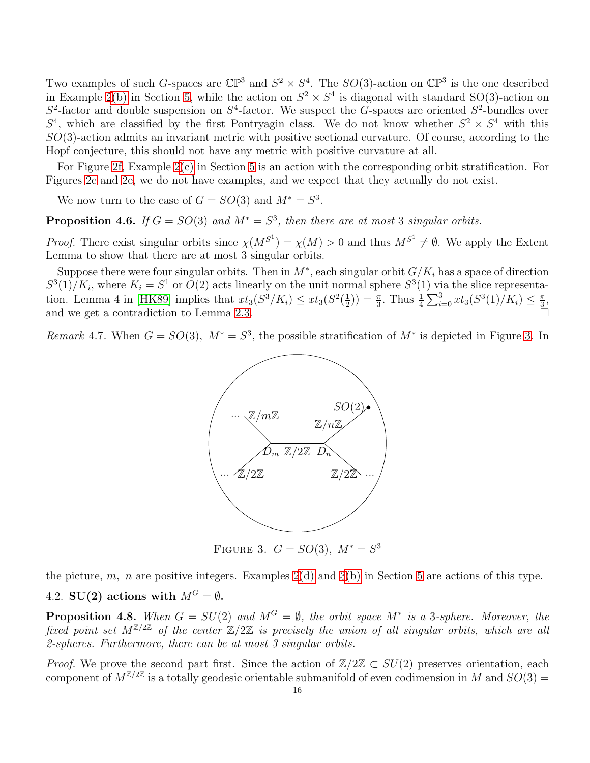Two examples of such $G$-spaces are $\mathbb{CP}^3$ and $S^2 \times S^4$. The $SO(3)$-action on $\mathbb{CP}^3$ is the one described in Example 2(b) in Section 5, while the action on $S^2 \times S^4$ is diagonal with standard SO(3)-action on $S^2$-factor and double suspension on $S^4$-factor. We suspect the $G$-spaces are oriented $S^2$-bundles over $S^4$, which are classified by the first Pontryagin class. We do not know whether $S^2 \times S^4$ with this $SO(3)$-action admits an invariant metric with positive sectional curvature. Of course, according to the Hopf conjecture, this should not have any metric with positive curvature at all.

For Figure 2f, Example 2(c) in Section 5 is an action with the corresponding orbit stratification. For Figures 2c and 2e, we do not have examples, and we expect that they actually do not exist.

We now turn to the case of $G = SO(3)$ and $M^* = S^3$.

**Proposition 4.6.** *If $G = SO(3)$ and $M^* = S^3$, then there are at most 3 singular orbits.*

*Proof.* There exist singular orbits since $\chi(M^{S^1}) = \chi(M) > 0$ and thus $M^{S^1} \neq \emptyset$. We apply the Extent Lemma to show that there are at most 3 singular orbits.

Suppose there were four singular orbits. Then in $M^*$, each singular orbit $G/K_i$ has a space of direction $S^3(1)/K_i$, where $K_i = S^1$ or $O(2)$ acts linearly on the unit normal sphere $S^3(1)$ via the slice representation. Lemma 4 in [HK89] implies that $xt_3(S^3/K_i) \leq xt_3(S^2(\frac{1}{2})) = \frac{\pi}{3}$. Thus $\frac{1}{4}\sum_{i=0}^{3} xt_3(S^3(1)/K_i) \leq \frac{\pi}{3}$, and we get a contradiction to Lemma 2.3. $\square$

*Remark* 4.7. When $G = SO(3)$, $M^* = S^3$, the possible stratification of $M^*$ is depicted in Figure 3. In the picture, $m$, $n$ are positive integers. Examples 2(d) and 3(b) in Section 5 are actions of this type.

FIGURE 3. $G = SO(3)$, $M^* = S^3$

### 4.2. SU(2) actions with $M^G = \emptyset$.

**Proposition 4.8.** *When $G = SU(2)$ and $M^G = \emptyset$, the orbit space $M^*$ is a 3-sphere. Moreover, the fixed point set $M^{\mathbb{Z}/2\mathbb{Z}}$ of the center $\mathbb{Z}/2\mathbb{Z}$ is precisely the union of all singular orbits, which are all 2-spheres. Furthermore, there can be at most 3 singular orbits.*

*Proof.* We prove the second part first. Since the action of $\mathbb{Z}/2\mathbb{Z} \subset SU(2)$ preserves orientation, each component of $M^{\mathbb{Z}/2\mathbb{Z}}$ is a totally geodesic orientable submanifold of even codimension in $M$ and $SO(3) =$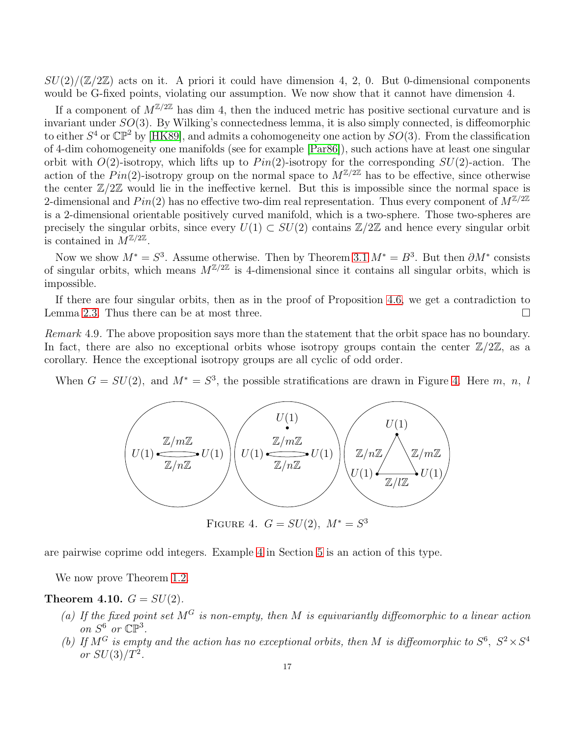$SU(2)/(\mathbb{Z}/2\mathbb{Z})$ acts on it. A priori it could have dimension 4, 2, 0. But 0-dimensional components would be G-fixed points, violating our assumption. We now show that it cannot have dimension 4.

If a component of $M^{\mathbb{Z}/2\mathbb{Z}}$ has dim 4, then the induced metric has positive sectional curvature and is invariant under $SO(3)$. By Wilking's connectedness lemma, it is also simply connected, is diffeomorphic to either $S^4$ or $\mathbb{CP}^2$ by [HK89], and admits a cohomogeneity one action by $SO(3)$. From the classification of 4-dim cohomogeneity one manifolds (see for example [Par86]), such actions have at least one singular orbit with $O(2)$-isotropy, which lifts up to $Pin(2)$-isotropy for the corresponding $SU(2)$-action. The action of the $Pin(2)$-isotropy group on the normal space to $M^{\mathbb{Z}/2\mathbb{Z}}$ has to be effective, since otherwise the center $\mathbb{Z}/2\mathbb{Z}$ would lie in the ineffective kernel. But this is impossible since the normal space is 2-dimensional and $Pin(2)$ has no effective two-dim real representation. Thus every component of $M^{\mathbb{Z}/2\mathbb{Z}}$ is a 2-dimensional orientable positively curved manifold, which is a two-sphere. Those two-spheres are precisely the singular orbits, since every $U(1) \subset SU(2)$ contains $\mathbb{Z}/2\mathbb{Z}$ and hence every singular orbit is contained in $M^{\mathbb{Z}/2\mathbb{Z}}$.

Now we show $M^* = S^3$. Assume otherwise. Then by Theorem 3.1 $M^* = B^3$. But then $\partial M^*$ consists of singular orbits, which means $M^{\mathbb{Z}/2\mathbb{Z}}$ is 4-dimensional since it contains all singular orbits, which is impossible.

If there are four singular orbits, then as in the proof of Proposition 4.6, we get a contradiction to Lemma 2.3. Thus there can be at most three. □

*Remark* 4.9. The above proposition says more than the statement that the orbit space has no boundary. In fact, there are also no exceptional orbits whose isotropy groups contain the center $\mathbb{Z}/2\mathbb{Z}$, as a corollary. Hence the exceptional isotropy groups are all cyclic of odd order.

When $G = SU(2)$, and $M^* = S^3$, the possible stratifications are drawn in Figure 4. Here $m$, $n$, $l$

FIGURE 4. $G = SU(2)$, $M^* = S^3$

are pairwise coprime odd integers. Example 4 in Section 5 is an action of this type.

We now prove Theorem 1.2.

**Theorem 4.10.** $G = SU(2)$.

(a) *If the fixed point set $M^G$ is non-empty, then $M$ is equivariantly diffeomorphic to a linear action on $S^6$ or $\mathbb{CP}^3$.*

(b) *If $M^G$ is empty and the action has no exceptional orbits, then $M$ is diffeomorphic to $S^6$, $S^2 \times S^4$ or $SU(3)/T^2$.*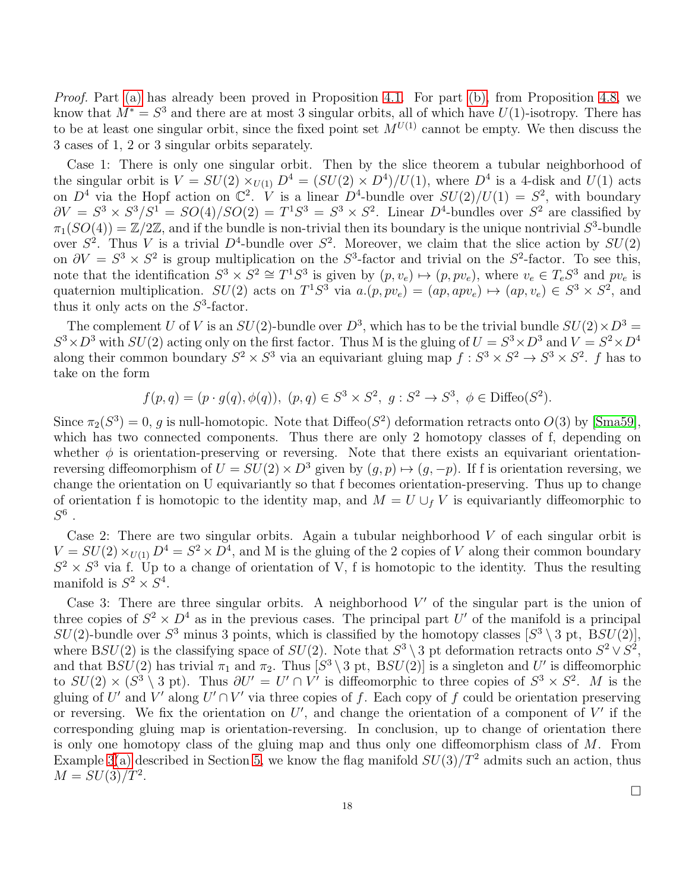*Proof.* Part (a) has already been proved in Proposition 4.1. For part (b), from Proposition 4.8, we know that $M^* = S^3$ and there are at most 3 singular orbits, all of which have $U(1)$-isotropy. There has to be at least one singular orbit, since the fixed point set $M^{U(1)}$ cannot be empty. We then discuss the 3 cases of 1, 2 or 3 singular orbits separately.

Case 1: There is only one singular orbit. Then by the slice theorem a tubular neighborhood of the singular orbit is $V = SU(2) \times_{U(1)} D^4 = (SU(2) \times D^4)/U(1)$, where $D^4$ is a 4-disk and $U(1)$ acts on $D^4$ via the Hopf action on $\mathbb{C}^2$. $V$ is a linear $D^4$-bundle over $SU(2)/U(1) = S^2$, with boundary $\partial V = S^3 \times S^3/S^1 = SO(4)/SO(2) = T^1S^3 = S^3 \times S^2$. Linear $D^4$-bundles over $S^2$ are classified by $\pi_1(SO(4)) = \mathbb{Z}/2\mathbb{Z}$, and if the bundle is non-trivial then its boundary is the unique nontrivial $S^3$-bundle over $S^2$. Thus $V$ is a trivial $D^4$-bundle over $S^2$. Moreover, we claim that the slice action by $SU(2)$ on $\partial V = S^3 \times S^2$ is group multiplication on the $S^3$-factor and trivial on the $S^2$-factor. To see this, note that the identification $S^3 \times S^2 \cong T^1S^3$ is given by $(p, v_e) \mapsto (p, pv_e)$, where $v_e \in T_eS^3$ and $pv_e$ is quaternion multiplication. $SU(2)$ acts on $T^1S^3$ via $a.(p, pv_e) = (ap, apv_e) \mapsto (ap, v_e) \in S^3 \times S^2$, and thus it only acts on the $S^3$-factor.

The complement $U$ of $V$ is an $SU(2)$-bundle over $D^3$, which has to be the trivial bundle $SU(2) \times D^3 = S^3 \times D^3$ with $SU(2)$ acting only on the first factor. Thus M is the gluing of $U = S^3 \times D^3$ and $V = S^2 \times D^4$ along their common boundary $S^2 \times S^3$ via an equivariant gluing map $f : S^3 \times S^2 \to S^3 \times S^2$. $f$ has to take on the form

$$f(p, q) = (p \cdot g(q), \phi(q)),\ (p, q) \in S^3 \times S^2,\ g : S^2 \to S^3,\ \phi \in \text{Diffeo}(S^2).$$

Since $\pi_2(S^3) = 0$, $g$ is null-homotopic. Note that $\text{Diffeo}(S^2)$ deformation retracts onto $O(3)$ by [Sma59], which has two connected components. Thus there are only 2 homotopy classes of f, depending on whether $\phi$ is orientation-preserving or reversing. Note that there exists an equivariant orientation-reversing diffeomorphism of $U = SU(2) \times D^3$ given by $(g, p) \mapsto (g, -p)$. If f is orientation reversing, we change the orientation on U equivariantly so that f becomes orientation-preserving. Thus up to change of orientation f is homotopic to the identity map, and $M = U \cup_f V$ is equivariantly diffeomorphic to $S^6$ .

Case 2: There are two singular orbits. Again a tubular neighborhood $V$ of each singular orbit is $V = SU(2) \times_{U(1)} D^4 = S^2 \times D^4$, and M is the gluing of the 2 copies of V along their common boundary $S^2 \times S^3$ via f. Up to a change of orientation of V, f is homotopic to the identity. Thus the resulting manifold is $S^2 \times S^4$.

Case 3: There are three singular orbits. A neighborhood $V'$ of the singular part is the union of three copies of $S^2 \times D^4$ as in the previous cases. The principal part $U'$ of the manifold is a principal $SU(2)$-bundle over $S^3$ minus 3 points, which is classified by the homotopy classes $[S^3 \setminus 3 \text{ pt},\ \text{B}SU(2)]$, where $\text{B}SU(2)$ is the classifying space of $SU(2)$. Note that $S^3 \setminus 3$ pt deformation retracts onto $S^2 \vee S^2$, and that $\text{B}SU(2)$ has trivial $\pi_1$ and $\pi_2$. Thus $[S^3 \setminus 3 \text{ pt},\ \text{B}SU(2)]$ is a singleton and $U'$ is diffeomorphic to $SU(2) \times (S^3 \setminus 3 \text{ pt})$. Thus $\partial U' = U' \cap V'$ is diffeomorphic to three copies of $S^3 \times S^2$. $M$ is the gluing of $U'$ and $V'$ along $U' \cap V'$ via three copies of $f$. Each copy of $f$ could be orientation preserving or reversing. We fix the orientation on $U'$, and change the orientation of a component of $V'$ if the corresponding gluing map is orientation-reversing. In conclusion, up to change of orientation there is only one homotopy class of the gluing map and thus only one diffeomorphism class of $M$. From Example 3(a) described in Section 5, we know the flag manifold $SU(3)/T^2$ admits such an action, thus $M = SU(3)/T^2$.

□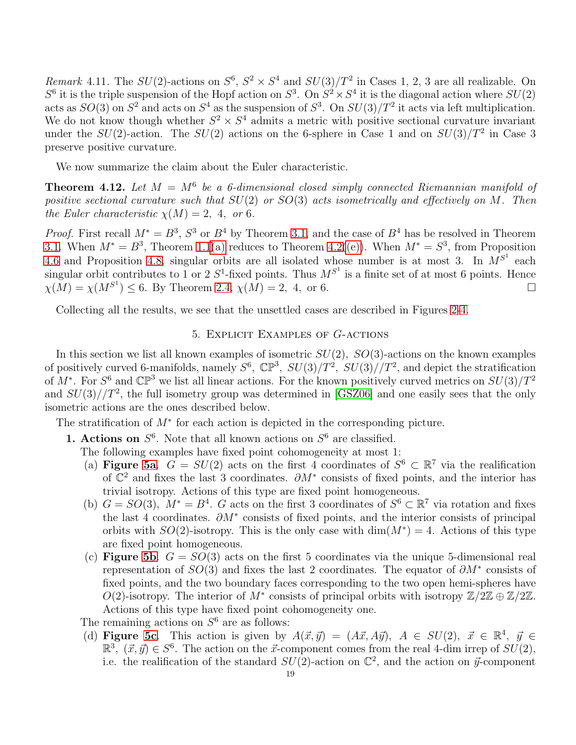*Remark* 4.11. The $SU(2)$-actions on $S^6$, $S^2 \times S^4$ and $SU(3)/T^2$ in Cases 1, 2, 3 are all realizable. On $S^6$ it is the triple suspension of the Hopf action on $S^3$. On $S^2 \times S^4$ it is the diagonal action where $SU(2)$ acts as $SO(3)$ on $S^2$ and acts on $S^4$ as the suspension of $S^3$. On $SU(3)/T^2$ it acts via left multiplication. We do not know though whether $S^2 \times S^4$ admits a metric with positive sectional curvature invariant under the $SU(2)$-action. The $SU(2)$ actions on the 6-sphere in Case 1 and on $SU(3)/T^2$ in Case 3 preserve positive curvature.

We now summarize the claim about the Euler characteristic.

**Theorem 4.12.** *Let $M = M^6$ be a 6-dimensional closed simply connected Riemannian manifold of positive sectional curvature such that $SU(2)$ or $SO(3)$ acts isometrically and effectively on $M$. Then the Euler characteristic $\chi(M) = 2,\ 4,\ or\ 6$.*

*Proof.* First recall $M^* = B^3$, $S^3$ or $B^4$ by Theorem 3.1, and the case of $B^4$ has be resolved in Theorem 3.1. When $M^* = B^3$, Theorem 1.1(a) reduces to Theorem 4.2((e)). When $M^* = S^3$, from Proposition 4.6 and Proposition 4.8, singular orbits are all isolated whose number is at most 3. In $M^{S^1}$ each singular orbit contributes to 1 or 2 $S^1$-fixed points. Thus $M^{S^1}$ is a finite set of at most 6 points. Hence $\chi(M) = \chi(M^{S^1}) \leq 6$. By Theorem 2.4, $\chi(M) = 2,\ 4,$ or 6. ☐

Collecting all the results, we see that the unsettled cases are described in Figures 2-4.

## 5. Explicit Examples of $G$-actions

In this section we list all known examples of isometric $SU(2)$, $SO(3)$-actions on the known examples of positively curved 6-manifolds, namely $S^6$, $\mathbb{CP}^3$, $SU(3)/T^2$, $SU(3)//T^2$, and depict the stratification of $M^*$. For $S^6$ and $\mathbb{CP}^3$ we list all linear actions. For the known positively curved metrics on $SU(3)/T^2$ and $SU(3)//T^2$, the full isometry group was determined in [GSZ06] and one easily sees that the only isometric actions are the ones described below.

The stratification of $M^*$ for each action is depicted in the corresponding picture.

**1. Actions on** $S^6$. Note that all known actions on $S^6$ are classified.

The following examples have fixed point cohomogeneity at most 1:

(a) **Figure 5a**. $G = SU(2)$ acts on the first 4 coordinates of $S^6 \subset \mathbb{R}^7$ via the realification of $\mathbb{C}^2$ and fixes the last 3 coordinates. $\partial M^*$ consists of fixed points, and the interior has trivial isotropy. Actions of this type are fixed point homogeneous.

(b) $G = SO(3)$, $M^* = B^4$. $G$ acts on the first 3 coordinates of $S^6 \subset \mathbb{R}^7$ via rotation and fixes the last 4 coordinates. $\partial M^*$ consists of fixed points, and the interior consists of principal orbits with $SO(2)$-isotropy. This is the only case with $\dim(M^*) = 4$. Actions of this type are fixed point homogeneous.

(c) **Figure 5b**. $G = SO(3)$ acts on the first 5 coordinates via the unique 5-dimensional real representation of $SO(3)$ and fixes the last 2 coordinates. The equator of $\partial M^*$ consists of fixed points, and the two boundary faces corresponding to the two open hemi-spheres have $O(2)$-isotropy. The interior of $M^*$ consists of principal orbits with isotropy $\mathbb{Z}/2\mathbb{Z} \oplus \mathbb{Z}/2\mathbb{Z}$. Actions of this type have fixed point cohomogeneity one.

The remaining actions on $S^6$ are as follows:

(d) **Figure 5c**. This action is given by $A(\vec{x}, \vec{y}) = (A\vec{x}, A\vec{y})$, $A \in SU(2)$, $\vec{x} \in \mathbb{R}^4$, $\vec{y} \in \mathbb{R}^3$, $(\vec{x}, \vec{y}) \in S^6$. The action on the $\vec{x}$-component comes from the real 4-dim irrep of $SU(2)$, i.e. the realification of the standard $SU(2)$-action on $\mathbb{C}^2$, and the action on $\vec{y}$-component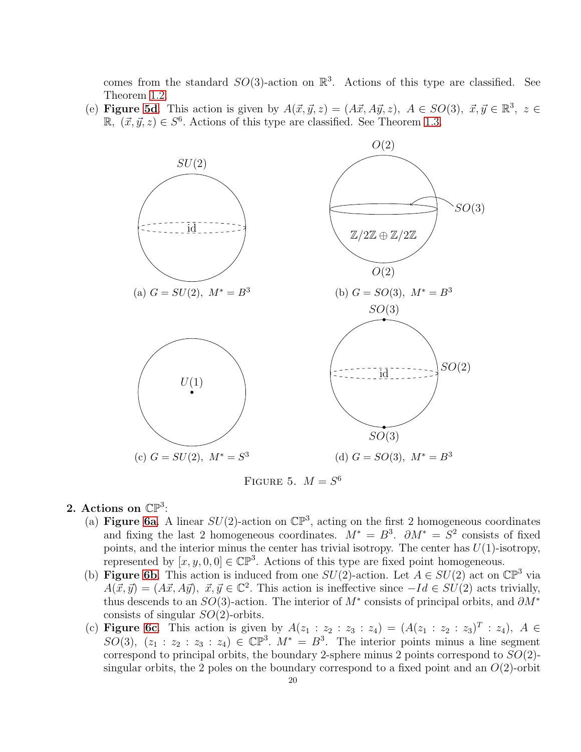comes from the standard $SO(3)$-action on $\mathbb{R}^3$. Actions of this type are classified. See Theorem 1.2.

(e) **Figure 5d**. This action is given by $A(\vec{x},\vec{y},z) = (A\vec{x}, A\vec{y}, z),\ A \in SO(3),\ \vec{x},\vec{y} \in \mathbb{R}^3,\ z \in \mathbb{R},\ (\vec{x},\vec{y},z) \in S^6$. Actions of this type are classified. See Theorem 1.3.

(a) $G = SU(2),\ M^* = B^3$

(b) $G = SO(3),\ M^* = B^3$

(c) $G = SU(2),\ M^* = S^3$

(d) $G = SO(3),\ M^* = B^3$

FIGURE 5. $M = S^6$

**2. Actions on $\mathbb{CP}^3$:**

(a) **Figure 6a**. A linear $SU(2)$-action on $\mathbb{CP}^3$, acting on the first 2 homogeneous coordinates and fixing the last 2 homogeneous coordinates. $M^* = B^3$. $\partial M^* = S^2$ consists of fixed points, and the interior minus the center has trivial isotropy. The center has $U(1)$-isotropy, represented by $[x, y, 0, 0] \in \mathbb{CP}^3$. Actions of this type are fixed point homogeneous.

(b) **Figure 6b**. This action is induced from one $SU(2)$-action. Let $A \in SU(2)$ act on $\mathbb{CP}^3$ via $A(\vec{x},\vec{y}) = (A\vec{x}, A\vec{y}),\ \vec{x},\vec{y} \in \mathbb{C}^2$. This action is ineffective since $-Id \in SU(2)$ acts trivially, thus descends to an $SO(3)$-action. The interior of $M^*$ consists of principal orbits, and $\partial M^*$ consists of singular $SO(2)$-orbits.

(c) **Figure 6c**. This action is given by $A(z_1 : z_2 : z_3 : z_4) = (A(z_1 : z_2 : z_3)^T : z_4),\ A \in SO(3),\ (z_1 : z_2 : z_3 : z_4) \in \mathbb{CP}^3$. $M^* = B^3$. The interior points minus a line segment correspond to principal orbits, the boundary 2-sphere minus 2 points correspond to $SO(2)$-singular orbits, the 2 poles on the boundary correspond to a fixed point and an $O(2)$-orbit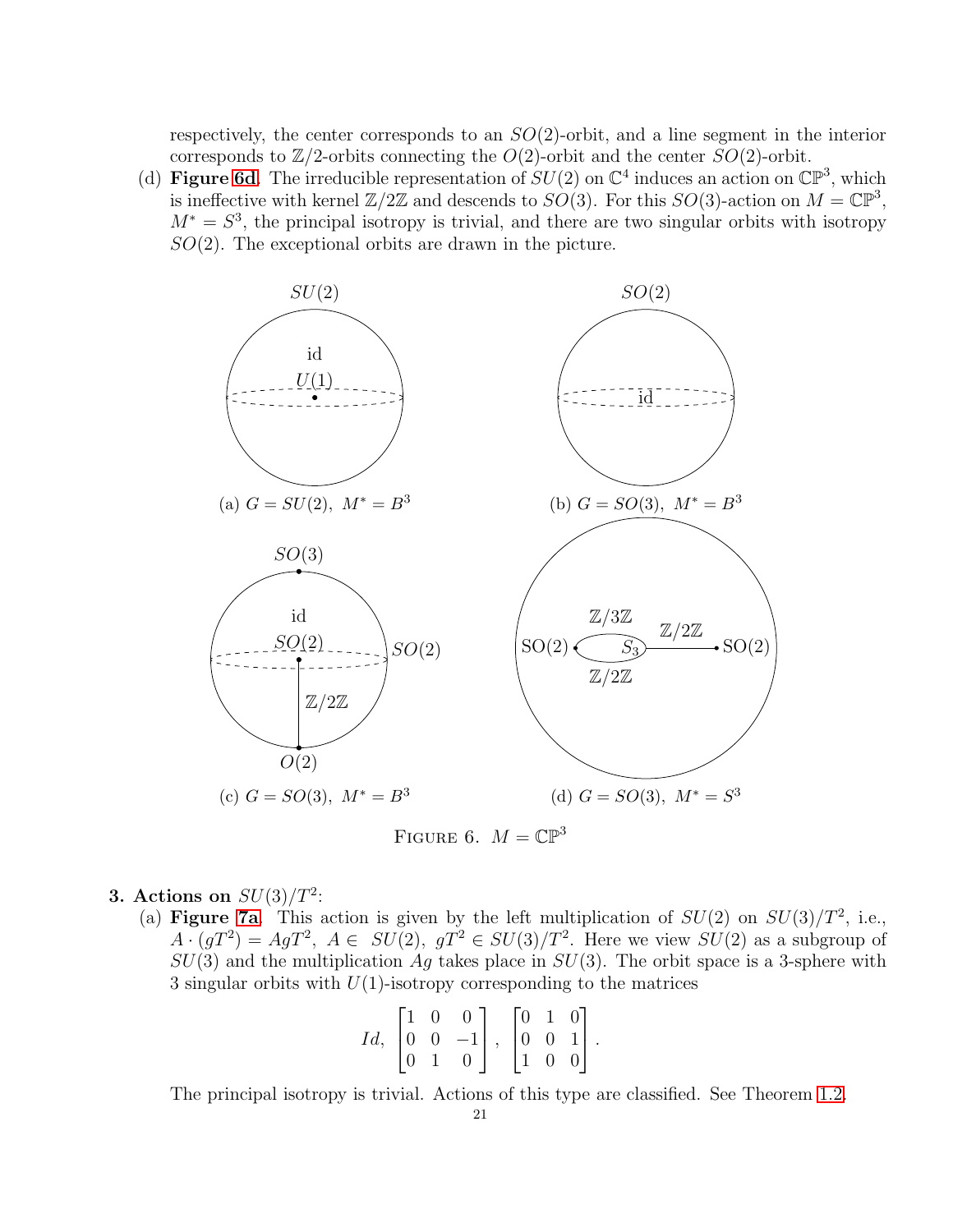respectively, the center corresponds to an $SO(2)$-orbit, and a line segment in the interior corresponds to $\mathbb{Z}/2$-orbits connecting the $O(2)$-orbit and the center $SO(2)$-orbit.

(d) **Figure 6d**. The irreducible representation of $SU(2)$ on $\mathbb{C}^4$ induces an action on $\mathbb{CP}^3$, which is ineffective with kernel $\mathbb{Z}/2\mathbb{Z}$ and descends to $SO(3)$. For this $SO(3)$-action on $M = \mathbb{CP}^3$, $M^* = S^3$, the principal isotropy is trivial, and there are two singular orbits with isotropy $SO(2)$. The exceptional orbits are drawn in the picture.

(a) $G = SU(2),\ M^* = B^3$

(b) $G = SO(3),\ M^* = B^3$

(c) $G = SO(3),\ M^* = B^3$

(d) $G = SO(3),\ M^* = S^3$

FIGURE 6. $M = \mathbb{CP}^3$

**3. Actions on $SU(3)/T^2$:**

(a) **Figure 7a**. This action is given by the left multiplication of $SU(2)$ on $SU(3)/T^2$, i.e., $A \cdot (gT^2) = AgT^2,\ A \in SU(2),\ gT^2 \in SU(3)/T^2$. Here we view $SU(2)$ as a subgroup of $SU(3)$ and the multiplication $Ag$ takes place in $SU(3)$. The orbit space is a 3-sphere with 3 singular orbits with $U(1)$-isotropy corresponding to the matrices

$$Id,\ \begin{bmatrix} 1 & 0 & 0 \\ 0 & 0 & -1 \\ 0 & 1 & 0 \end{bmatrix},\ \begin{bmatrix} 0 & 1 & 0 \\ 0 & 0 & 1 \\ 1 & 0 & 0 \end{bmatrix}.$$

The principal isotropy is trivial. Actions of this type are classified. See Theorem 1.2.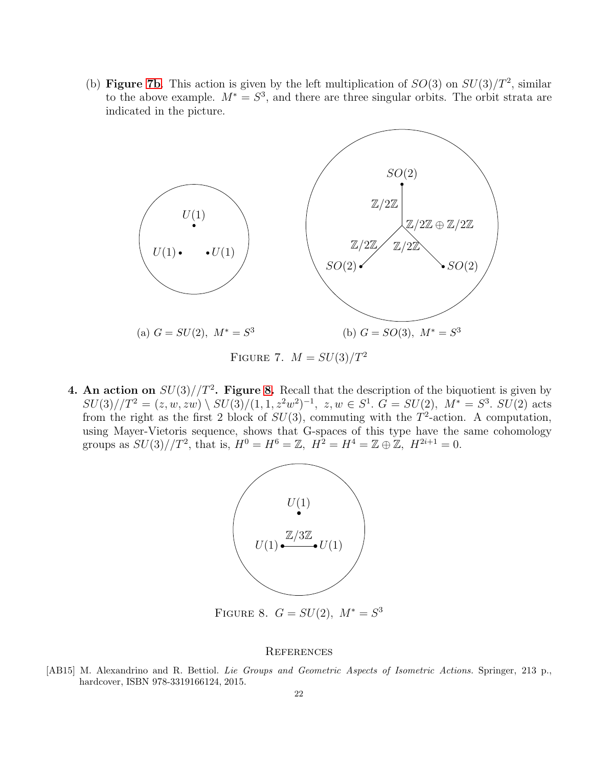(b) **Figure 7b**. This action is given by the left multiplication of $SO(3)$ on $SU(3)/T^2$, similar to the above example. $M^* = S^3$, and there are three singular orbits. The orbit strata are indicated in the picture.

(a) $G = SU(2),\ M^* = S^3$ (b) $G = SO(3),\ M^* = S^3$

Figure 7. $M = SU(3)/T^2$

4. **An action on $SU(3)//T^2$. Figure 8.** Recall that the description of the biquotient is given by $SU(3)//T^2 = (z, w, zw) \setminus SU(3)/(1, 1, z^2w^2)^{-1},\ z, w \in S^1$. $G = SU(2),\ M^* = S^3$. $SU(2)$ acts from the right as the first 2 block of $SU(3)$, commuting with the $T^2$-action. A computation, using Mayer-Vietoris sequence, shows that G-spaces of this type have the same cohomology groups as $SU(3)//T^2$, that is, $H^0 = H^6 = \mathbb{Z},\ H^2 = H^4 = \mathbb{Z} \oplus \mathbb{Z},\ H^{2i+1} = 0$.

Figure 8. $G = SU(2),\ M^* = S^3$

## References

[AB15] M. Alexandrino and R. Bettiol. *Lie Groups and Geometric Aspects of Isometric Actions*. Springer, 213 p., hardcover, ISBN 978-3319166124, 2015.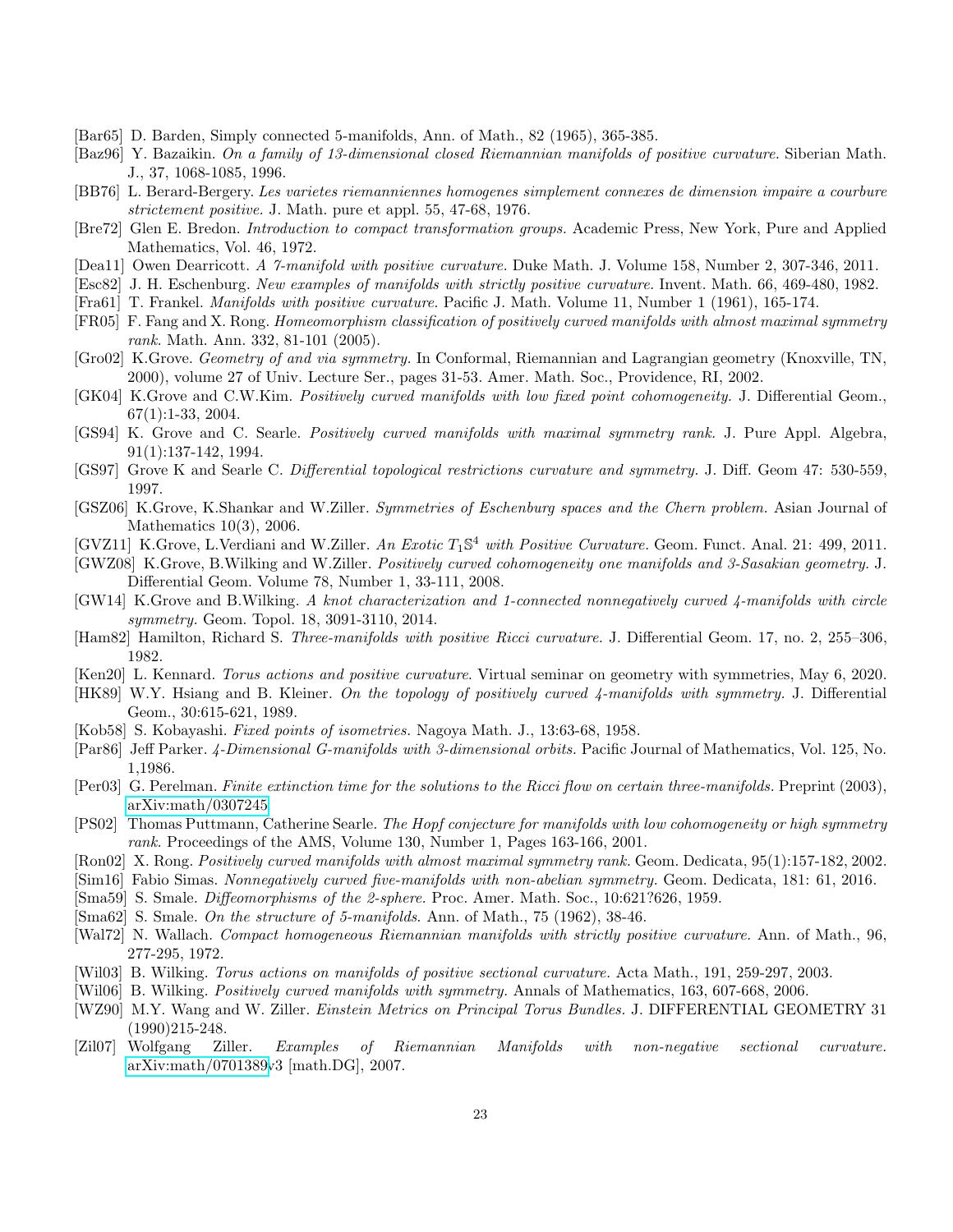[Bar65] D. Barden, Simply connected 5-manifolds, Ann. of Math., 82 (1965), 365-385.

[Baz96] Y. Bazaikin. *On a family of 13-dimensional closed Riemannian manifolds of positive curvature.* Siberian Math. J., 37, 1068-1085, 1996.

[BB76] L. Berard-Bergery. *Les varietes riemanniennes homogenes simplement connexes de dimension impaire a courbure strictement positive.* J. Math. pure et appl. 55, 47-68, 1976.

[Bre72] Glen E. Bredon. *Introduction to compact transformation groups.* Academic Press, New York, Pure and Applied Mathematics, Vol. 46, 1972.

[Dea11] Owen Dearricott. *A 7-manifold with positive curvature.* Duke Math. J. Volume 158, Number 2, 307-346, 2011.

[Esc82] J. H. Eschenburg. *New examples of manifolds with strictly positive curvature.* Invent. Math. 66, 469-480, 1982.

[Fra61] T. Frankel. *Manifolds with positive curvature.* Pacific J. Math. Volume 11, Number 1 (1961), 165-174.

[FR05] F. Fang and X. Rong. *Homeomorphism classification of positively curved manifolds with almost maximal symmetry rank.* Math. Ann. 332, 81-101 (2005).

[Gro02] K.Grove. *Geometry of and via symmetry.* In Conformal, Riemannian and Lagrangian geometry (Knoxville, TN, 2000), volume 27 of Univ. Lecture Ser., pages 31-53. Amer. Math. Soc., Providence, RI, 2002.

[GK04] K.Grove and C.W.Kim. *Positively curved manifolds with low fixed point cohomogeneity.* J. Differential Geom., 67(1):1-33, 2004.

[GS94] K. Grove and C. Searle. *Positively curved manifolds with maximal symmetry rank.* J. Pure Appl. Algebra, 91(1):137-142, 1994.

[GS97] Grove K and Searle C. *Differential topological restrictions curvature and symmetry.* J. Diff. Geom 47: 530-559, 1997.

[GSZ06] K.Grove, K.Shankar and W.Ziller. *Symmetries of Eschenburg spaces and the Chern problem.* Asian Journal of Mathematics 10(3), 2006.

[GVZ11] K.Grove, L.Verdiani and W.Ziller. *An Exotic $T_1\mathbb{S}^4$ with Positive Curvature.* Geom. Funct. Anal. 21: 499, 2011.

[GWZ08] K.Grove, B.Wilking and W.Ziller. *Positively curved cohomogeneity one manifolds and 3-Sasakian geometry.* J. Differential Geom. Volume 78, Number 1, 33-111, 2008.

[GW14] K.Grove and B.Wilking. *A knot characterization and 1-connected nonnegatively curved 4-manifolds with circle symmetry.* Geom. Topol. 18, 3091-3110, 2014.

[Ham82] Hamilton, Richard S. *Three-manifolds with positive Ricci curvature.* J. Differential Geom. 17, no. 2, 255–306, 1982.

[Ken20] L. Kennard. *Torus actions and positive curvature.* Virtual seminar on geometry with symmetries, May 6, 2020.

[HK89] W.Y. Hsiang and B. Kleiner. *On the topology of positively curved 4-manifolds with symmetry.* J. Differential Geom., 30:615-621, 1989.

[Kob58] S. Kobayashi. *Fixed points of isometries.* Nagoya Math. J., 13:63-68, 1958.

[Par86] Jeff Parker. *4-Dimensional G-manifolds with 3-dimensional orbits.* Pacific Journal of Mathematics, Vol. 125, No. 1,1986.

[Per03] G. Perelman. *Finite extinction time for the solutions to the Ricci flow on certain three-manifolds.* Preprint (2003), arXiv:math/0307245

[PS02] Thomas Puttmann, Catherine Searle. *The Hopf conjecture for manifolds with low cohomogeneity or high symmetry rank.* Proceedings of the AMS, Volume 130, Number 1, Pages 163-166, 2001.

[Ron02] X. Rong. *Positively curved manifolds with almost maximal symmetry rank.* Geom. Dedicata, 95(1):157-182, 2002.

[Sim16] Fabio Simas. *Nonnegatively curved five-manifolds with non-abelian symmetry.* Geom. Dedicata, 181: 61, 2016.

[Sma59] S. Smale. *Diffeomorphisms of the 2-sphere.* Proc. Amer. Math. Soc., 10:621?626, 1959.

[Sma62] S. Smale. *On the structure of 5-manifolds.* Ann. of Math., 75 (1962), 38-46.

[Wal72] N. Wallach. *Compact homogeneous Riemannian manifolds with strictly positive curvature.* Ann. of Math., 96, 277-295, 1972.

[Wil03] B. Wilking. *Torus actions on manifolds of positive sectional curvature.* Acta Math., 191, 259-297, 2003.

[Wil06] B. Wilking. *Positively curved manifolds with symmetry.* Annals of Mathematics, 163, 607-668, 2006.

[WZ90] M.Y. Wang and W. Ziller. *Einstein Metrics on Principal Torus Bundles.* J. DIFFERENTIAL GEOMETRY 31 (1990)215-248.

[Zil07] Wolfgang Ziller. *Examples of Riemannian Manifolds with non-negative sectional curvature.* arXiv:math/0701389v3 [math.DG], 2007.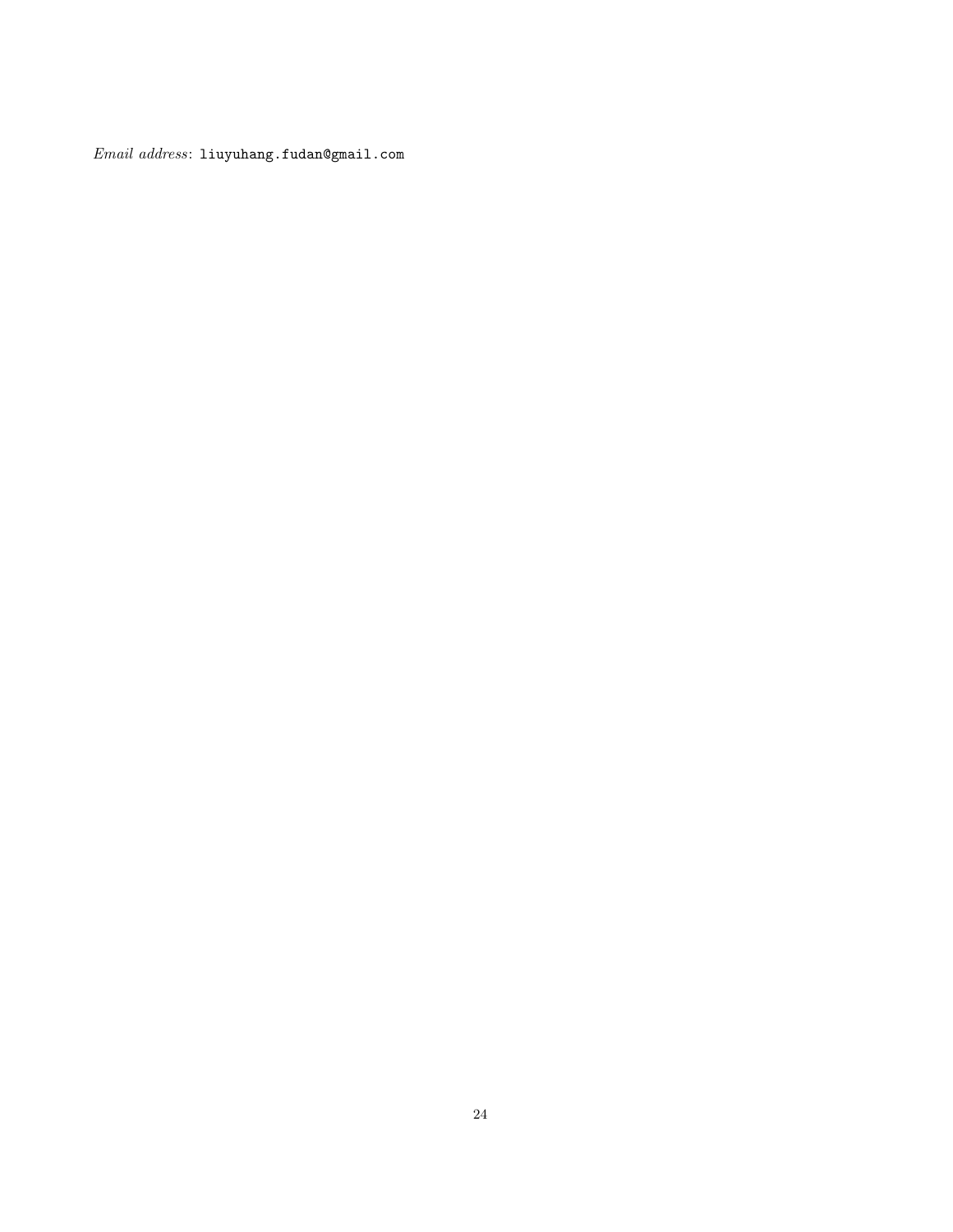*Email address*: `liuyuhang.fudan@gmail.com`